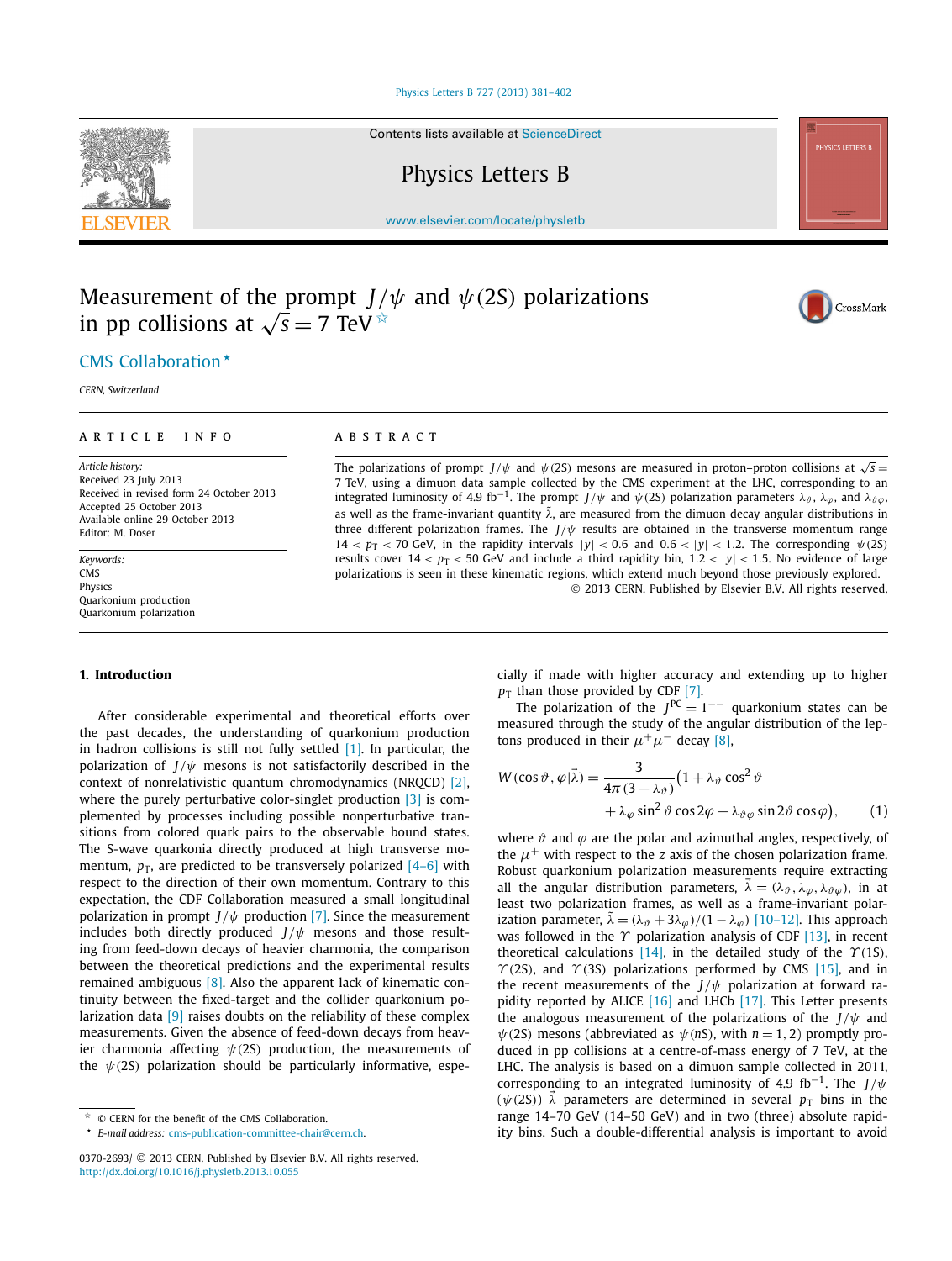Contents lists available at ScienceDirect

# Physics Letters B

www.elsevier.com/locate/physletb

# Measurement of the prompt $J/\psi$ and $\psi(2S)$ polarizations in pp collisions at $\sqrt{s} = 7$ TeV ☆

CMS Collaboration ⋆

*CERN, Switzerland*

## ARTICLE INFO

*Article history:*
Received 23 July 2013
Received in revised form 24 October 2013
Accepted 25 October 2013
Available online 29 October 2013
Editor: M. Doser

*Keywords:*
CMS
Physics
Quarkonium production
Quarkonium polarization

## ABSTRACT

The polarizations of prompt $J/\psi$ and $\psi(2S)$ mesons are measured in proton–proton collisions at $\sqrt{s} = 7$ TeV, using a dimuon data sample collected by the CMS experiment at the LHC, corresponding to an integrated luminosity of 4.9 $\text{fb}^{-1}$. The prompt $J/\psi$ and $\psi(2S)$ polarization parameters $\lambda_\vartheta$, $\lambda_\varphi$, and $\lambda_{\vartheta\varphi}$, as well as the frame-invariant quantity $\tilde{\lambda}$, are measured from the dimuon decay angular distributions in three different polarization frames. The $J/\psi$ results are obtained in the transverse momentum range $14 < p_T < 70$ GeV, in the rapidity intervals $|y| < 0.6$ and $0.6 < |y| < 1.2$. The corresponding $\psi(2S)$ results cover $14 < p_T < 50$ GeV and include a third rapidity bin, $1.2 < |y| < 1.5$. No evidence of large polarizations is seen in these kinematic regions, which extend much beyond those previously explored.

© 2013 CERN. Published by Elsevier B.V. All rights reserved.

## 1. Introduction

After considerable experimental and theoretical efforts over the past decades, the understanding of quarkonium production in hadron collisions is still not fully settled [1]. In particular, the polarization of $J/\psi$ mesons is not satisfactorily described in the context of nonrelativistic quantum chromodynamics (NRQCD) [2], where the purely perturbative color-singlet production [3] is complemented by processes including possible nonperturbative transitions from colored quark pairs to the observable bound states. The S-wave quarkonia directly produced at high transverse momentum, $p_T$, are predicted to be transversely polarized [4–6] with respect to the direction of their own momentum. Contrary to this expectation, the CDF Collaboration measured a small longitudinal polarization in prompt $J/\psi$ production [7]. Since the measurement includes both directly produced $J/\psi$ mesons and those resulting from feed-down decays of heavier charmonia, the comparison between the theoretical predictions and the experimental results remained ambiguous [8]. Also the apparent lack of kinematic continuity between the fixed-target and the collider quarkonium polarization data [9] raises doubts on the reliability of these complex measurements. Given the absence of feed-down decays from heavier charmonia affecting $\psi(2S)$ production, the measurements of the $\psi(2S)$ polarization should be particularly informative, especially if made with higher accuracy and extending up to higher $p_T$ than those provided by CDF [7].

The polarization of the $J^{PC} = 1^{--}$ quarkonium states can be measured through the study of the angular distribution of the leptons produced in their $\mu^+\mu^-$ decay [8],

$$W(\cos\vartheta, \varphi|\vec{\lambda}) = \frac{3}{4\pi(3+\lambda_\vartheta)}\big(1 + \lambda_\vartheta \cos^2\vartheta + \lambda_\varphi \sin^2\vartheta \cos 2\varphi + \lambda_{\vartheta\varphi} \sin 2\vartheta \cos\varphi\big), \qquad (1)$$

where $\vartheta$ and $\varphi$ are the polar and azimuthal angles, respectively, of the $\mu^+$ with respect to the $z$ axis of the chosen polarization frame. Robust quarkonium polarization measurements require extracting all the angular distribution parameters, $\vec{\lambda} = (\lambda_\vartheta, \lambda_\varphi, \lambda_{\vartheta\varphi})$, in at least two polarization frames, as well as a frame-invariant polarization parameter, $\tilde{\lambda} = (\lambda_\vartheta + 3\lambda_\varphi)/(1 - \lambda_\varphi)$ [10–12]. This approach was followed in the $\Upsilon$ polarization analysis of CDF [13], in recent theoretical calculations [14], in the detailed study of the $\Upsilon(1S)$, $\Upsilon(2S)$, and $\Upsilon(3S)$ polarizations performed by CMS [15], and in the recent measurements of the $J/\psi$ polarization at forward rapidity reported by ALICE [16] and LHCb [17]. This Letter presents the analogous measurement of the polarizations of the $J/\psi$ and $\psi(2S)$ mesons (abbreviated as $\psi(nS)$, with $n = 1, 2$) promptly produced in pp collisions at a centre-of-mass energy of 7 TeV, at the LHC. The analysis is based on a dimuon sample collected in 2011, corresponding to an integrated luminosity of 4.9 $\text{fb}^{-1}$. The $J/\psi$ ($\psi(2S)$) $\vec{\lambda}$ parameters are determined in several $p_T$ bins in the range 14–70 GeV (14–50 GeV) and in two (three) absolute rapidity bins. Such a double-differential analysis is important to avoid

☆ © CERN for the benefit of the CMS Collaboration.
⋆ *E-mail address:* cms-publication-committee-chair@cern.ch.

0370-2693/ © 2013 CERN. Published by Elsevier B.V. All rights reserved.
http://dx.doi.org/10.1016/j.physletb.2013.10.055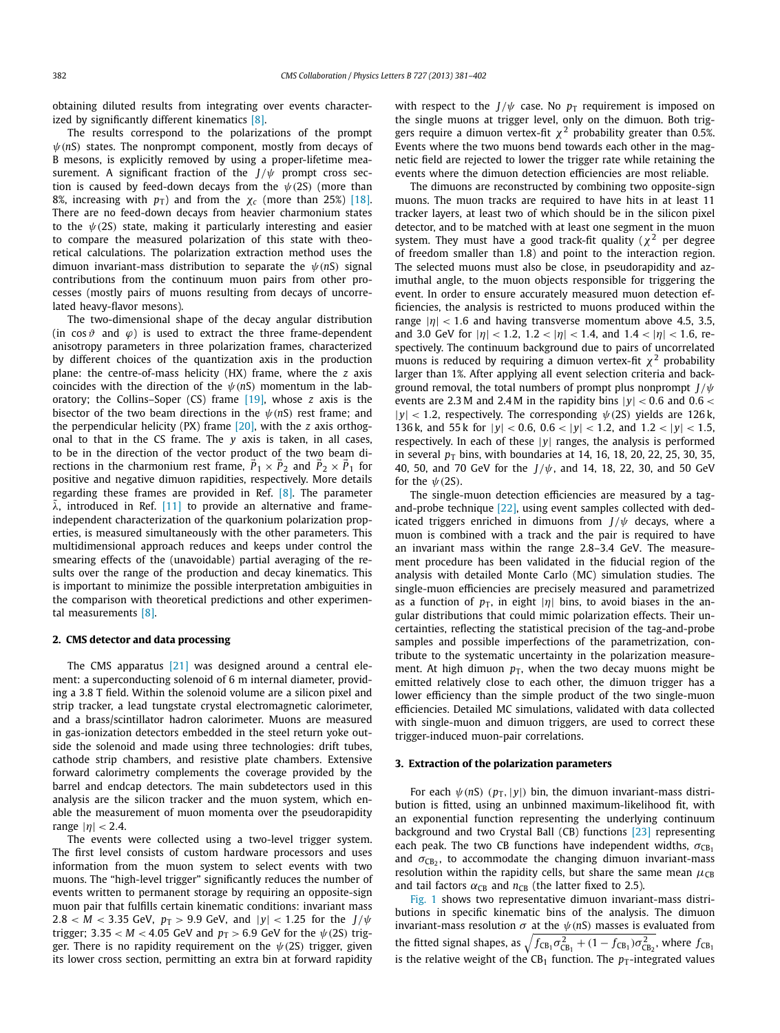obtaining diluted results from integrating over events characterized by significantly different kinematics [8].

The results correspond to the polarizations of the prompt $\psi(nS)$ states. The nonprompt component, mostly from decays of B mesons, is explicitly removed by using a proper-lifetime measurement. A significant fraction of the $J/\psi$ prompt cross section is caused by feed-down decays from the $\psi(2S)$ (more than 8%, increasing with $p_T$) and from the $\chi_c$ (more than 25%) [18]. There are no feed-down decays from heavier charmonium states to the $\psi(2S)$ state, making it particularly interesting and easier to compare the measured polarization of this state with theoretical calculations. The polarization extraction method uses the dimuon invariant-mass distribution to separate the $\psi(nS)$ signal contributions from the continuum muon pairs from other processes (mostly pairs of muons resulting from decays of uncorrelated heavy-flavor mesons).

The two-dimensional shape of the decay angular distribution (in $\cos\vartheta$ and $\varphi$) is used to extract the three frame-dependent anisotropy parameters in three polarization frames, characterized by different choices of the quantization axis in the production plane: the centre-of-mass helicity (HX) frame, where the $z$ axis coincides with the direction of the $\psi(nS)$ momentum in the laboratory; the Collins–Soper (CS) frame [19], whose $z$ axis is the bisector of the two beam directions in the $\psi(nS)$ rest frame; and the perpendicular helicity (PX) frame [20], with the $z$ axis orthogonal to that in the CS frame. The $y$ axis is taken, in all cases, to be in the direction of the vector product of the two beam directions in the charmonium rest frame, $\vec{P}_1 \times \vec{P}_2$ and $\vec{P}_2 \times \vec{P}_1$ for positive and negative dimuon rapidities, respectively. More details regarding these frames are provided in Ref. [8]. The parameter $\tilde{\lambda}$, introduced in Ref. [11] to provide an alternative and frame-independent characterization of the quarkonium polarization properties, is measured simultaneously with the other parameters. This multidimensional approach reduces and keeps under control the smearing effects of the (unavoidable) partial averaging of the results over the range of the production and decay kinematics. This is important to minimize the possible interpretation ambiguities in the comparison with theoretical predictions and other experimental measurements [8].

## 2. CMS detector and data processing

The CMS apparatus [21] was designed around a central element: a superconducting solenoid of 6 m internal diameter, providing a 3.8 T field. Within the solenoid volume are a silicon pixel and strip tracker, a lead tungstate crystal electromagnetic calorimeter, and a brass/scintillator hadron calorimeter. Muons are measured in gas-ionization detectors embedded in the steel return yoke outside the solenoid and made using three technologies: drift tubes, cathode strip chambers, and resistive plate chambers. Extensive forward calorimetry complements the coverage provided by the barrel and endcap detectors. The main subdetectors used in this analysis are the silicon tracker and the muon system, which enable the measurement of muon momenta over the pseudorapidity range $|\eta| < 2.4$.

The events were collected using a two-level trigger system. The first level consists of custom hardware processors and uses information from the muon system to select events with two muons. The "high-level trigger" significantly reduces the number of events written to permanent storage by requiring an opposite-sign muon pair that fulfills certain kinematic conditions: invariant mass $2.8 < M < 3.35$ GeV, $p_T > 9.9$ GeV, and $|y| < 1.25$ for the $J/\psi$ trigger; $3.35 < M < 4.05$ GeV and $p_T > 6.9$ GeV for the $\psi(2S)$ trigger. There is no rapidity requirement on the $\psi(2S)$ trigger, given its lower cross section, permitting an extra bin at forward rapidity with respect to the $J/\psi$ case. No $p_T$ requirement is imposed on the single muons at trigger level, only on the dimuon. Both triggers require a dimuon vertex-fit $\chi^2$ probability greater than 0.5%. Events where the two muons bend towards each other in the magnetic field are rejected to lower the trigger rate while retaining the events where the dimuon detection efficiencies are most reliable.

The dimuons are reconstructed by combining two opposite-sign muons. The muon tracks are required to have hits in at least 11 tracker layers, at least two of which should be in the silicon pixel detector, and to be matched with at least one segment in the muon system. They must have a good track-fit quality ($\chi^2$ per degree of freedom smaller than 1.8) and point to the interaction region. The selected muons must also be close, in pseudorapidity and azimuthal angle, to the muon objects responsible for triggering the event. In order to ensure accurately measured muon detection efficiencies, the analysis is restricted to muons produced within the range $|\eta| < 1.6$ and having transverse momentum above 4.5, 3.5, and 3.0 GeV for $|\eta| < 1.2$, $1.2 < |\eta| < 1.4$, and $1.4 < |\eta| < 1.6$, respectively. The continuum background due to pairs of uncorrelated muons is reduced by requiring a dimuon vertex-fit $\chi^2$ probability larger than 1%. After applying all event selection criteria and background removal, the total numbers of prompt plus nonprompt $J/\psi$ events are 2.3 M and 2.4 M in the rapidity bins $|y| < 0.6$ and $0.6 < |y| < 1.2$, respectively. The corresponding $\psi(2S)$ yields are 126 k, 136 k, and 55 k for $|y| < 0.6$, $0.6 < |y| < 1.2$, and $1.2 < |y| < 1.5$, respectively. In each of these $|y|$ ranges, the analysis is performed in several $p_T$ bins, with boundaries at 14, 16, 18, 20, 22, 25, 30, 35, 40, 50, and 70 GeV for the $J/\psi$, and 14, 18, 22, 30, and 50 GeV for the $\psi(2S)$.

The single-muon detection efficiencies are measured by a tag-and-probe technique [22], using event samples collected with dedicated triggers enriched in dimuons from $J/\psi$ decays, where a muon is combined with a track and the pair is required to have an invariant mass within the range 2.8–3.4 GeV. The measurement procedure has been validated in the fiducial region of the analysis with detailed Monte Carlo (MC) simulation studies. The single-muon efficiencies are precisely measured and parametrized as a function of $p_T$, in eight $|\eta|$ bins, to avoid biases in the angular distributions that could mimic polarization effects. Their uncertainties, reflecting the statistical precision of the tag-and-probe samples and possible imperfections of the parametrization, contribute to the systematic uncertainty in the polarization measurement. At high dimuon $p_T$, when the two decay muons might be emitted relatively close to each other, the dimuon trigger has a lower efficiency than the simple product of the two single-muon efficiencies. Detailed MC simulations, validated with data collected with single-muon and dimuon triggers, are used to correct these trigger-induced muon-pair correlations.

## 3. Extraction of the polarization parameters

For each $\psi(nS)$ ($p_T$, $|y|$) bin, the dimuon invariant-mass distribution is fitted, using an unbinned maximum-likelihood fit, with an exponential function representing the underlying continuum background and two Crystal Ball (CB) functions [23] representing each peak. The two CB functions have independent widths, $\sigma_{CB_1}$ and $\sigma_{CB_2}$, to accommodate the changing dimuon invariant-mass resolution within the rapidity cells, but share the same mean $\mu_{CB}$ and tail factors $\alpha_{CB}$ and $n_{CB}$ (the latter fixed to 2.5).

Fig. 1 shows two representative dimuon invariant-mass distributions in specific kinematic bins of the analysis. The dimuon invariant-mass resolution $\sigma$ at the $\psi(nS)$ masses is evaluated from the fitted signal shapes, as $\sqrt{f_{CB_1}\sigma^2_{CB_1} + (1 - f_{CB_1})\sigma^2_{CB_2}}$, where $f_{CB_1}$ is the relative weight of the $CB_1$ function. The $p_T$-integrated values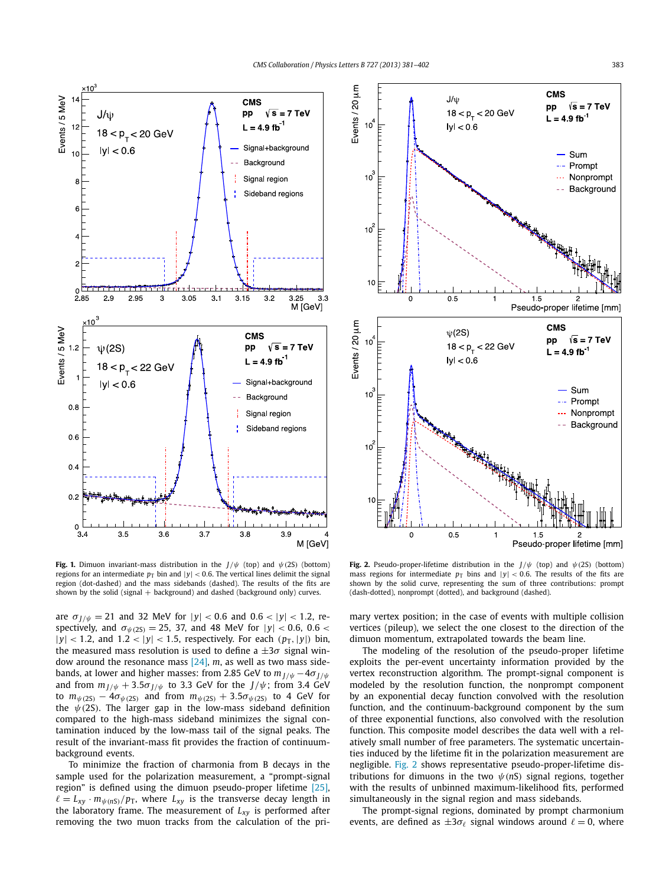**Fig. 1.** Dimuon invariant-mass distribution in the $J/\psi$ (top) and $\psi(2S)$ (bottom) regions for an intermediate $p_T$ bin and $|y| < 0.6$. The vertical lines delimit the signal region (dot-dashed) and the mass sidebands (dashed). The results of the fits are shown by the solid (signal + background) and dashed (background only) curves.

**Fig. 2.** Pseudo-proper-lifetime distribution in the $J/\psi$ (top) and $\psi(2S)$ (bottom) mass regions for intermediate $p_T$ bins and $|y| < 0.6$. The results of the fits are shown by the solid curve, representing the sum of three contributions: prompt (dash-dotted), nonprompt (dotted), and background (dashed).

are $\sigma_{J/\psi} = 21$ and 32 MeV for $|y| < 0.6$ and $0.6 < |y| < 1.2$, respectively, and $\sigma_{\psi(2S)} = 25$, 37, and 48 MeV for $|y| < 0.6$, $0.6 < |y| < 1.2$, and $1.2 < |y| < 1.5$, respectively. For each $(p_T, |y|)$ bin, the measured mass resolution is used to define a $\pm 3\sigma$ signal window around the resonance mass [24], $m$, as well as two mass sidebands, at lower and higher masses: from 2.85 GeV to $m_{J/\psi} - 4\sigma_{J/\psi}$ and from $m_{J/\psi} + 3.5\sigma_{J/\psi}$ to 3.3 GeV for the $J/\psi$; from 3.4 GeV to $m_{\psi(2S)} - 4\sigma_{\psi(2S)}$ and from $m_{\psi(2S)} + 3.5\sigma_{\psi(2S)}$ to 4 GeV for the $\psi(2S)$. The larger gap in the low-mass sideband definition compared to the high-mass sideband minimizes the signal contamination induced by the low-mass tail of the signal peaks. The result of the invariant-mass fit provides the fraction of continuum-background events.

To minimize the fraction of charmonia from B decays in the sample used for the polarization measurement, a "prompt-signal region" is defined using the dimuon pseudo-proper lifetime [25], $\ell = L_{xy} \cdot m_{\psi(nS)}/p_T$, where $L_{xy}$ is the transverse decay length in the laboratory frame. The measurement of $L_{xy}$ is performed after removing the two muon tracks from the calculation of the primary vertex position; in the case of events with multiple collision vertices (pileup), we select the one closest to the direction of the dimuon momentum, extrapolated towards the beam line.

The modeling of the resolution of the pseudo-proper lifetime exploits the per-event uncertainty information provided by the vertex reconstruction algorithm. The prompt-signal component is modeled by the resolution function, the nonprompt component by an exponential decay function convolved with the resolution function, and the continuum-background component by the sum of three exponential functions, also convolved with the resolution function. This composite model describes the data well with a relatively small number of free parameters. The systematic uncertainties induced by the lifetime fit in the polarization measurement are negligible. Fig. 2 shows representative pseudo-proper-lifetime distributions for dimuons in the two $\psi(nS)$ signal regions, together with the results of unbinned maximum-likelihood fits, performed simultaneously in the signal region and mass sidebands.

The prompt-signal regions, dominated by prompt charmonium events, are defined as $\pm 3\sigma_\ell$ signal windows around $\ell = 0$, where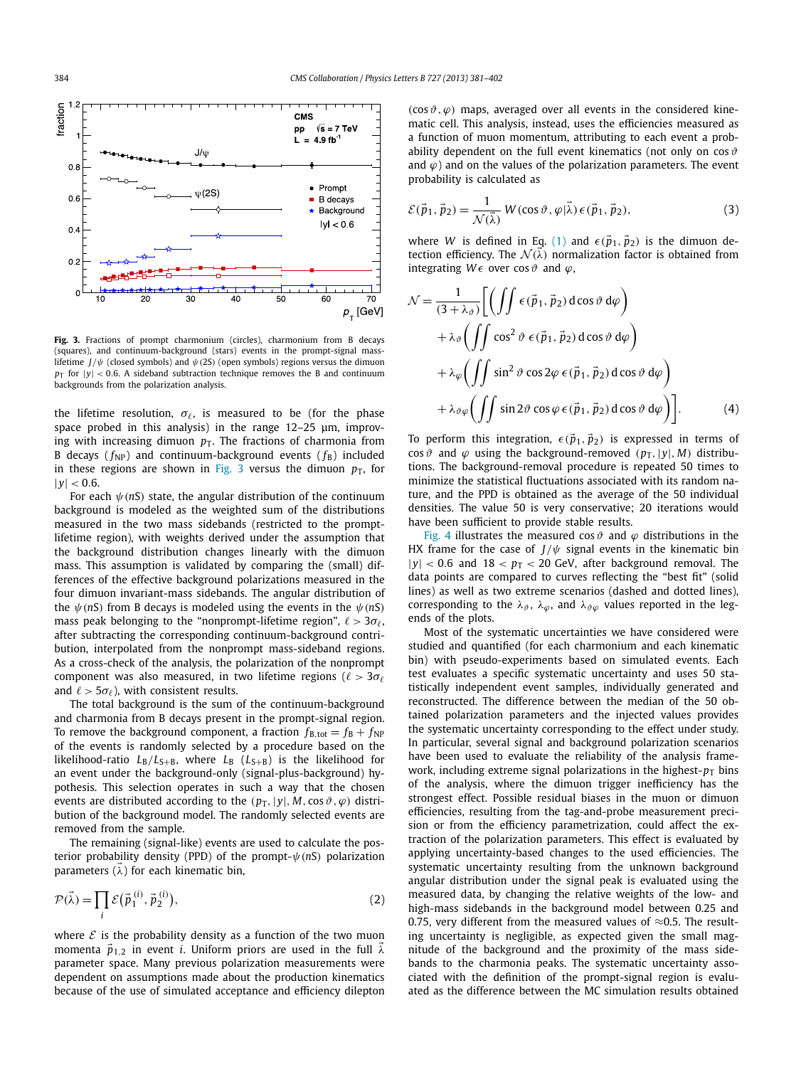Fig. 3. Fractions of prompt charmonium (circles), charmonium from B decays (squares), and continuum-background (stars) events in the prompt-signal mass-lifetime $J/\psi$ (closed symbols) and $\psi(2S)$ (open symbols) regions versus the dimuon $p_T$ for $|y| < 0.6$. A sideband subtraction technique removes the B and continuum backgrounds from the polarization analysis.

the lifetime resolution, $\sigma_\ell$, is measured to be (for the phase space probed in this analysis) in the range 12–25 μm, improving with increasing dimuon $p_T$. The fractions of charmonia from B decays ($f_{NP}$) and continuum-background events ($f_B$) included in these regions are shown in Fig. 3 versus the dimuon $p_T$, for $|y| < 0.6$.

For each $\psi(nS)$ state, the angular distribution of the continuum background is modeled as the weighted sum of the distributions measured in the two mass sidebands (restricted to the prompt-lifetime region), with weights derived under the assumption that the background distribution changes linearly with the dimuon mass. This assumption is validated by comparing the (small) differences of the effective background polarizations measured in the four dimuon invariant-mass sidebands. The angular distribution of the $\psi(nS)$ from B decays is modeled using the events in the $\psi(nS)$ mass peak belonging to the "nonprompt-lifetime region", $\ell > 3\sigma_\ell$, after subtracting the corresponding continuum-background contribution, interpolated from the nonprompt mass-sideband regions. As a cross-check of the analysis, the polarization of the nonprompt component was also measured, in two lifetime regions ($\ell > 3\sigma_\ell$ and $\ell > 5\sigma_\ell$), with consistent results.

The total background is the sum of the continuum-background and charmonia from B decays present in the prompt-signal region. To remove the background component, a fraction $f_{B,\text{tot}} = f_B + f_{NP}$ of the events is randomly selected by a procedure based on the likelihood-ratio $L_B/L_{S+B}$, where $L_B$ ($L_{S+B}$) is the likelihood for an event under the background-only (signal-plus-background) hypothesis. This selection operates in such a way that the chosen events are distributed according to the ($p_T$, $|y|$, $M$, $\cos\vartheta$, $\varphi$) distribution of the background model. The randomly selected events are removed from the sample.

The remaining (signal-like) events are used to calculate the posterior probability density (PPD) of the prompt-$\psi(nS)$ polarization parameters ($\vec{\lambda}$) for each kinematic bin,

$$\mathcal{P}(\vec{\lambda}) = \prod_i \mathcal{E}\big(\vec{p}_1^{\,(i)}, \vec{p}_2^{\,(i)}\big), \tag{2}$$

where $\mathcal{E}$ is the probability density as a function of the two muon momenta $\vec{p}_{1,2}$ in event $i$. Uniform priors are used in the full $\vec{\lambda}$ parameter space. Many previous polarization measurements were dependent on assumptions made about the production kinematics because of the use of simulated acceptance and efficiency dilepton ($\cos\vartheta$, $\varphi$) maps, averaged over all events in the considered kinematic cell. This analysis, instead, uses the efficiencies measured as a function of muon momentum, attributing to each event a probability dependent on the full event kinematics (not only on $\cos\vartheta$ and $\varphi$) and on the values of the polarization parameters. The event probability is calculated as

$$\mathcal{E}(\vec{p}_1, \vec{p}_2) = \frac{1}{\mathcal{N}(\vec{\lambda})} W(\cos\vartheta, \varphi|\vec{\lambda})\, \epsilon(\vec{p}_1, \vec{p}_2), \tag{3}$$

where $W$ is defined in Eq. (1) and $\epsilon(\vec{p}_1, \vec{p}_2)$ is the dimuon detection efficiency. The $\mathcal{N}(\vec{\lambda})$ normalization factor is obtained from integrating $W\epsilon$ over $\cos\vartheta$ and $\varphi$,

$$\begin{aligned}
\mathcal{N} = \frac{1}{(3+\lambda_\vartheta)}\bigg[&\left(\iint \epsilon(\vec{p}_1, \vec{p}_2)\, \mathrm{d}\cos\vartheta\, \mathrm{d}\varphi\right) \\
&+ \lambda_\vartheta\left(\iint \cos^2\vartheta\, \epsilon(\vec{p}_1, \vec{p}_2)\, \mathrm{d}\cos\vartheta\, \mathrm{d}\varphi\right) \\
&+ \lambda_\varphi\left(\iint \sin^2\vartheta \cos 2\varphi\, \epsilon(\vec{p}_1, \vec{p}_2)\, \mathrm{d}\cos\vartheta\, \mathrm{d}\varphi\right) \\
&+ \lambda_{\vartheta\varphi}\left(\iint \sin 2\vartheta \cos\varphi\, \epsilon(\vec{p}_1, \vec{p}_2)\, \mathrm{d}\cos\vartheta\, \mathrm{d}\varphi\right)\bigg].
\end{aligned} \tag{4}$$

To perform this integration, $\epsilon(\vec{p}_1, \vec{p}_2)$ is expressed in terms of $\cos\vartheta$ and $\varphi$ using the background-removed ($p_T$, $|y|$, $M$) distributions. The background-removal procedure is repeated 50 times to minimize the statistical fluctuations associated with its random nature, and the PPD is obtained as the average of the 50 individual densities. The value 50 is very conservative; 20 iterations would have been sufficient to provide stable results.

Fig. 4 illustrates the measured $\cos\vartheta$ and $\varphi$ distributions in the HX frame for the case of $J/\psi$ signal events in the kinematic bin $|y| < 0.6$ and $18 < p_T < 20$ GeV, after background removal. The data points are compared to curves reflecting the "best fit" (solid lines) as well as two extreme scenarios (dashed and dotted lines), corresponding to the $\lambda_\vartheta$, $\lambda_\varphi$, and $\lambda_{\vartheta\varphi}$ values reported in the legends of the plots.

Most of the systematic uncertainties we have considered were studied and quantified (for each charmonium and each kinematic bin) with pseudo-experiments based on simulated events. Each test evaluates a specific systematic uncertainty and uses 50 statistically independent event samples, individually generated and reconstructed. The difference between the median of the 50 obtained polarization parameters and the injected values provides the systematic uncertainty corresponding to the effect under study. In particular, several signal and background polarization scenarios have been used to evaluate the reliability of the analysis framework, including extreme signal polarizations in the highest-$p_T$ bins of the analysis, where the dimuon trigger inefficiency has the strongest effect. Possible residual biases in the muon or dimuon efficiencies, resulting from the tag-and-probe measurement precision or from the efficiency parametrization, could affect the extraction of the polarization parameters. This effect is evaluated by applying uncertainty-based changes to the used efficiencies. The systematic uncertainty resulting from the unknown background angular distribution under the signal peak is evaluated using the measured data, by changing the relative weights of the low- and high-mass sidebands in the background model between 0.25 and 0.75, very different from the measured values of ≈0.5. The resulting uncertainty is negligible, as expected given the small magnitude of the background and the proximity of the mass sidebands to the charmonia peaks. The systematic uncertainty associated with the definition of the prompt-signal region is evaluated as the difference between the MC simulation results obtained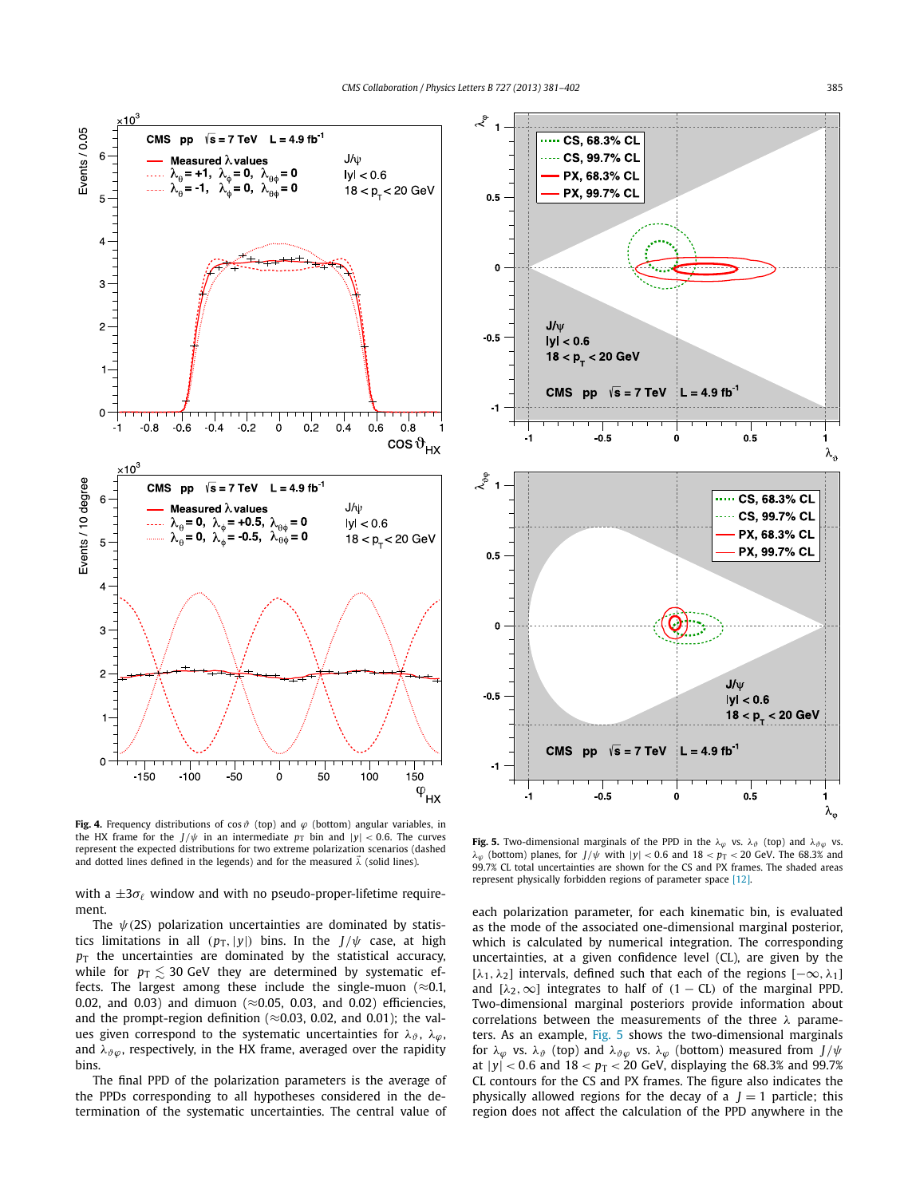**Fig. 4.** Frequency distributions of $\cos\vartheta$ (top) and $\varphi$ (bottom) angular variables, in the HX frame for the $J/\psi$ in an intermediate $p_T$ bin and $|y| < 0.6$. The curves represent the expected distributions for two extreme polarization scenarios (dashed and dotted lines defined in the legends) and for the measured $\vec{\lambda}$ (solid lines).

**Fig. 5.** Two-dimensional marginals of the PPD in the $\lambda_\varphi$ vs. $\lambda_\vartheta$ (top) and $\lambda_{\vartheta\varphi}$ vs. $\lambda_\varphi$ (bottom) planes, for $J/\psi$ with $|y| < 0.6$ and $18 < p_T < 20$ GeV. The 68.3% and 99.7% CL total uncertainties are shown for the CS and PX frames. The shaded areas represent physically forbidden regions of parameter space [12].

with a $\pm 3\sigma_\ell$ window and with no pseudo-proper-lifetime requirement.

The $\psi(2S)$ polarization uncertainties are dominated by statistics limitations in all $(p_T, |y|)$ bins. In the $J/\psi$ case, at high $p_T$ the uncertainties are dominated by the statistical accuracy, while for $p_T \lesssim 30$ GeV they are determined by systematic effects. The largest among these include the single-muon ($\approx$0.1, 0.02, and 0.03) and dimuon ($\approx$0.05, 0.03, and 0.02) efficiencies, and the prompt-region definition ($\approx$0.03, 0.02, and 0.01); the values given correspond to the systematic uncertainties for $\lambda_\vartheta$, $\lambda_\varphi$, and $\lambda_{\vartheta\varphi}$, respectively, in the HX frame, averaged over the rapidity bins.

The final PPD of the polarization parameters is the average of the PPDs corresponding to all hypotheses considered in the determination of the systematic uncertainties. The central value of each polarization parameter, for each kinematic bin, is evaluated as the mode of the associated one-dimensional marginal posterior, which is calculated by numerical integration. The corresponding uncertainties, at a given confidence level (CL), are given by the $[\lambda_1, \lambda_2]$ intervals, defined such that each of the regions $[-\infty, \lambda_1]$ and $[\lambda_2, \infty]$ integrates to half of $(1 - \text{CL})$ of the marginal PPD. Two-dimensional marginal posteriors provide information about correlations between the measurements of the three $\lambda$ parameters. As an example, Fig. 5 shows the two-dimensional marginals for $\lambda_\varphi$ vs. $\lambda_\vartheta$ (top) and $\lambda_{\vartheta\varphi}$ vs. $\lambda_\varphi$ (bottom) measured from $J/\psi$ at $|y| < 0.6$ and $18 < p_T < 20$ GeV, displaying the 68.3% and 99.7% CL contours for the CS and PX frames. The figure also indicates the physically allowed regions for the decay of a $J = 1$ particle; this region does not affect the calculation of the PPD anywhere in the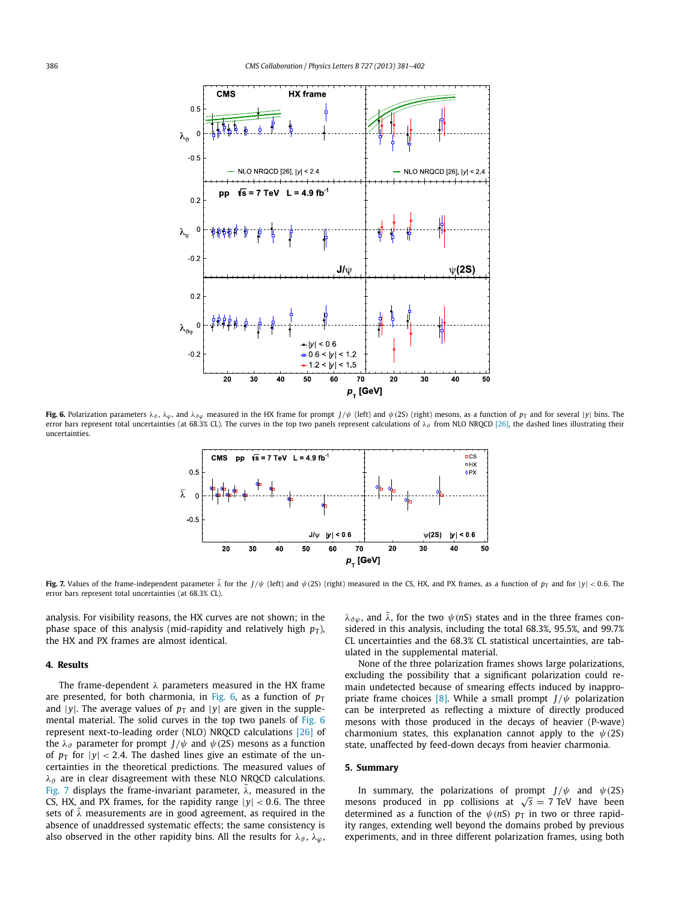**Fig. 6.** Polarization parameters $\lambda_\vartheta$, $\lambda_\varphi$, and $\lambda_{\vartheta\varphi}$ measured in the HX frame for prompt $J/\psi$ (left) and $\psi(2S)$ (right) mesons, as a function of $p_T$ and for several $|y|$ bins. The error bars represent total uncertainties (at 68.3% CL). The curves in the top two panels represent calculations of $\lambda_\vartheta$ from NLO NRQCD [26], the dashed lines illustrating their uncertainties.

**Fig. 7.** Values of the frame-independent parameter $\tilde{\lambda}$ for the $J/\psi$ (left) and $\psi(2S)$ (right) measured in the CS, HX, and PX frames, as a function of $p_T$ and for $|y| < 0.6$. The error bars represent total uncertainties (at 68.3% CL).

analysis. For visibility reasons, the HX curves are not shown; in the phase space of this analysis (mid-rapidity and relatively high $p_T$), the HX and PX frames are almost identical.

## 4. Results

The frame-dependent $\lambda$ parameters measured in the HX frame are presented, for both charmonia, in Fig. 6, as a function of $p_T$ and $|y|$. The average values of $p_T$ and $|y|$ are given in the supplemental material. The solid curves in the top two panels of Fig. 6 represent next-to-leading order (NLO) NRQCD calculations [26] of the $\lambda_\vartheta$ parameter for prompt $J/\psi$ and $\psi(2S)$ mesons as a function of $p_T$ for $|y| < 2.4$. The dashed lines give an estimate of the uncertainties in the theoretical predictions. The measured values of $\lambda_\vartheta$ are in clear disagreement with these NLO NRQCD calculations. Fig. 7 displays the frame-invariant parameter, $\tilde{\lambda}$, measured in the CS, HX, and PX frames, for the rapidity range $|y| < 0.6$. The three sets of $\tilde{\lambda}$ measurements are in good agreement, as required in the absence of unaddressed systematic effects; the same consistency is also observed in the other rapidity bins. All the results for $\lambda_\vartheta$, $\lambda_\varphi$, $\lambda_{\vartheta\varphi}$, and $\tilde{\lambda}$, for the two $\psi(nS)$ states and in the three frames considered in this analysis, including the total 68.3%, 95.5%, and 99.7% CL uncertainties and the 68.3% CL statistical uncertainties, are tabulated in the supplemental material.

None of the three polarization frames shows large polarizations, excluding the possibility that a significant polarization could remain undetected because of smearing effects induced by inappropriate frame choices [8]. While a small prompt $J/\psi$ polarization can be interpreted as reflecting a mixture of directly produced mesons with those produced in the decays of heavier (P-wave) charmonium states, this explanation cannot apply to the $\psi(2S)$ state, unaffected by feed-down decays from heavier charmonia.

## 5. Summary

In summary, the polarizations of prompt $J/\psi$ and $\psi(2S)$ mesons produced in pp collisions at $\sqrt{s} = 7$ TeV have been determined as a function of the $\psi(nS)$ $p_T$ in two or three rapidity ranges, extending well beyond the domains probed by previous experiments, and in three different polarization frames, using both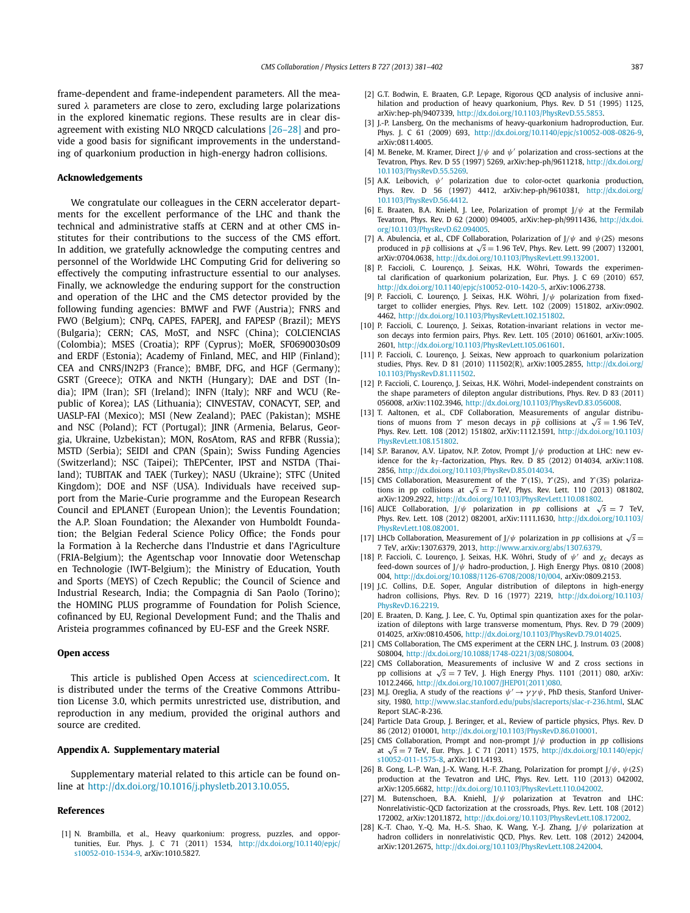frame-dependent and frame-independent parameters. All the measured $\lambda$ parameters are close to zero, excluding large polarizations in the explored kinematic regions. These results are in clear disagreement with existing NLO NRQCD calculations [26–28] and provide a good basis for significant improvements in the understanding of quarkonium production in high-energy hadron collisions.

## Acknowledgements

We congratulate our colleagues in the CERN accelerator departments for the excellent performance of the LHC and thank the technical and administrative staffs at CERN and at other CMS institutes for their contributions to the success of the CMS effort. In addition, we gratefully acknowledge the computing centres and personnel of the Worldwide LHC Computing Grid for delivering so effectively the computing infrastructure essential to our analyses. Finally, we acknowledge the enduring support for the construction and operation of the LHC and the CMS detector provided by the following funding agencies: BMWF and FWF (Austria); FNRS and FWO (Belgium); CNPq, CAPES, FAPERJ, and FAPESP (Brazil); MEYS (Bulgaria); CERN; CAS, MoST, and NSFC (China); COLCIENCIAS (Colombia); MSES (Croatia); RPF (Cyprus); MoER, SF0690030s09 and ERDF (Estonia); Academy of Finland, MEC, and HIP (Finland); CEA and CNRS/IN2P3 (France); BMBF, DFG, and HGF (Germany); GSRT (Greece); OTKA and NKTH (Hungary); DAE and DST (India); IPM (Iran); SFI (Ireland); INFN (Italy); NRF and WCU (Republic of Korea); LAS (Lithuania); CINVESTAV, CONACYT, SEP, and UASLP-FAI (Mexico); MSI (New Zealand); PAEC (Pakistan); MSHE and NSC (Poland); FCT (Portugal); JINR (Armenia, Belarus, Georgia, Ukraine, Uzbekistan); MON, RosAtom, RAS and RFBR (Russia); MSTD (Serbia); SEIDI and CPAN (Spain); Swiss Funding Agencies (Switzerland); NSC (Taipei); ThEPCenter, IPST and NSTDA (Thailand); TUBITAK and TAEK (Turkey); NASU (Ukraine); STFC (United Kingdom); DOE and NSF (USA). Individuals have received support from the Marie-Curie programme and the European Research Council and EPLANET (European Union); the Leventis Foundation; the A.P. Sloan Foundation; the Alexander von Humboldt Foundation; the Belgian Federal Science Policy Office; the Fonds pour la Formation à la Recherche dans l'Industrie et dans l'Agriculture (FRIA-Belgium); the Agentschap voor Innovatie door Wetenschap en Technologie (IWT-Belgium); the Ministry of Education, Youth and Sports (MEYS) of Czech Republic; the Council of Science and Industrial Research, India; the Compagnia di San Paolo (Torino); the HOMING PLUS programme of Foundation for Polish Science, cofinanced by EU, Regional Development Fund; and the Thalis and Aristeia programmes cofinanced by EU-ESF and the Greek NSRF.

## Open access

This article is published Open Access at sciencedirect.com. It is distributed under the terms of the Creative Commons Attribution License 3.0, which permits unrestricted use, distribution, and reproduction in any medium, provided the original authors and source are credited.

## Appendix A. Supplementary material

Supplementary material related to this article can be found online at http://dx.doi.org/10.1016/j.physletb.2013.10.055.

## References

[1] N. Brambilla, et al., Heavy quarkonium: progress, puzzles, and opportunities, Eur. Phys. J. C 71 (2011) 1534, http://dx.doi.org/10.1140/epjc/s10052-010-1534-9, arXiv:1010.5827.

[2] G.T. Bodwin, E. Braaten, G.P. Lepage, Rigorous QCD analysis of inclusive annihilation and production of heavy quarkonium, Phys. Rev. D 51 (1995) 1125, arXiv:hep-ph/9407339, http://dx.doi.org/10.1103/PhysRevD.55.5853.

[3] J.-P. Lansberg, On the mechanisms of heavy-quarkonium hadroproduction, Eur. Phys. J. C 61 (2009) 693, http://dx.doi.org/10.1140/epjc/s10052-008-0826-9, arXiv:0811.4005.

[4] M. Beneke, M. Kramer, Direct $J/\psi$ and $\psi'$ polarization and cross-sections at the Tevatron, Phys. Rev. D 55 (1997) 5269, arXiv:hep-ph/9611218, http://dx.doi.org/10.1103/PhysRevD.55.5269.

[5] A.K. Leibovich, $\psi'$ polarization due to color-octet quarkonia production, Phys. Rev. D 56 (1997) 4412, arXiv:hep-ph/9610381, http://dx.doi.org/10.1103/PhysRevD.56.4412.

[6] E. Braaten, B.A. Kniehl, J. Lee, Polarization of prompt $J/\psi$ at the Fermilab Tevatron, Phys. Rev. D 62 (2000) 094005, arXiv:hep-ph/9911436, http://dx.doi.org/10.1103/PhysRevD.62.094005.

[7] A. Abulencia, et al., CDF Collaboration, Polarization of $J/\psi$ and $\psi(2S)$ mesons produced in $p\bar{p}$ collisions at $\sqrt{s} = 1.96$ TeV, Phys. Rev. Lett. 99 (2007) 132001, arXiv:0704.0638, http://dx.doi.org/10.1103/PhysRevLett.99.132001.

[8] P. Faccioli, C. Lourenço, J. Seixas, H.K. Wöhri, Towards the experimental clarification of quarkonium polarization, Eur. Phys. J. C 69 (2010) 657, http://dx.doi.org/10.1140/epjc/s10052-010-1420-5, arXiv:1006.2738.

[9] P. Faccioli, C. Lourenço, J. Seixas, H.K. Wöhri, $J/\psi$ polarization from fixed-target to collider energies, Phys. Rev. Lett. 102 (2009) 151802, arXiv:0902.4462, http://dx.doi.org/10.1103/PhysRevLett.102.151802.

[10] P. Faccioli, C. Lourenço, J. Seixas, Rotation-invariant relations in vector meson decays into fermion pairs, Phys. Rev. Lett. 105 (2010) 061601, arXiv:1005.2601, http://dx.doi.org/10.1103/PhysRevLett.105.061601.

[11] P. Faccioli, C. Lourenço, J. Seixas, New approach to quarkonium polarization studies, Phys. Rev. D 81 (2010) 111502(R), arXiv:1005.2855, http://dx.doi.org/10.1103/PhysRevD.81.111502.

[12] P. Faccioli, C. Lourenço, J. Seixas, H.K. Wöhri, Model-independent constraints on the shape parameters of dilepton angular distributions, Phys. Rev. D 83 (2011) 056008, arXiv:1102.3946, http://dx.doi.org/10.1103/PhysRevD.83.056008.

[13] T. Aaltonen, et al., CDF Collaboration, Measurements of angular distributions of muons from $\Upsilon$ meson decays in $p\bar{p}$ collisions at $\sqrt{s} = 1.96$ TeV, Phys. Rev. Lett. 108 (2012) 151802, arXiv:1112.1591, http://dx.doi.org/10.1103/PhysRevLett.108.151802.

[14] S.P. Baranov, A.V. Lipatov, N.P. Zotov, Prompt $J/\psi$ production at LHC: new evidence for the $k_T$-factorization, Phys. Rev. D 85 (2012) 014034, arXiv:1108.2856, http://dx.doi.org/10.1103/PhysRevD.85.014034.

[15] CMS Collaboration, Measurement of the $\Upsilon(1S)$, $\Upsilon(2S)$, and $\Upsilon(3S)$ polarizations in pp collisions at $\sqrt{s} = 7$ TeV, Phys. Rev. Lett. 110 (2013) 081802, arXiv:1209.2922, http://dx.doi.org/10.1103/PhysRevLett.110.081802.

[16] ALICE Collaboration, $J/\psi$ polarization in $pp$ collisions at $\sqrt{s} = 7$ TeV, Phys. Rev. Lett. 108 (2012) 082001, arXiv:1111.1630, http://dx.doi.org/10.1103/PhysRevLett.108.082001.

[17] LHCb Collaboration, Measurement of $J/\psi$ polarization in $pp$ collisions at $\sqrt{s} = 7$ TeV, arXiv:1307.6379, 2013, http://www.arxiv.org/abs/1307.6379.

[18] P. Faccioli, C. Lourenço, J. Seixas, H.K. Wöhri, Study of $\psi'$ and $\chi_c$ decays as feed-down sources of $J/\psi$ hadro-production, J. High Energy Phys. 0810 (2008) 004, http://dx.doi.org/10.1088/1126-6708/2008/10/004, arXiv:0809.2153.

[19] J.C. Collins, D.E. Soper, Angular distribution of dileptons in high-energy hadron collisions, Phys. Rev. D 16 (1977) 2219, http://dx.doi.org/10.1103/PhysRevD.16.2219.

[20] E. Braaten, D. Kang, J. Lee, C. Yu, Optimal spin quantization axes for the polarization of dileptons with large transverse momentum, Phys. Rev. D 79 (2009) 014025, arXiv:0810.4506, http://dx.doi.org/10.1103/PhysRevD.79.014025.

[21] CMS Collaboration, The CMS experiment at the CERN LHC, J. Instrum. 03 (2008) S08004, http://dx.doi.org/10.1088/1748-0221/3/08/S08004.

[22] CMS Collaboration, Measurements of inclusive W and Z cross sections in pp collisions at $\sqrt{s} = 7$ TeV, J. High Energy Phys. 1101 (2011) 080, arXiv:1012.2466, http://dx.doi.org/10.1007/JHEP01(2011)080.

[23] M.J. Oreglia, A study of the reactions $\psi' \to \gamma\gamma\psi$, PhD thesis, Stanford University, 1980, http://www.slac.stanford.edu/pubs/slacreports/slac-r-236.html, SLAC Report SLAC-R-236.

[24] Particle Data Group, J. Beringer, et al., Review of particle physics, Phys. Rev. D 86 (2012) 010001, http://dx.doi.org/10.1103/PhysRevD.86.010001.

[25] CMS Collaboration, Prompt and non-prompt $J/\psi$ production in $pp$ collisions at $\sqrt{s} = 7$ TeV, Eur. Phys. J. C 71 (2011) 1575, http://dx.doi.org/10.1140/epjc/s10052-011-1575-8, arXiv:1011.4193.

[26] B. Gong, L.-P. Wan, J.-X. Wang, H.-F. Zhang, Polarization for prompt $J/\psi$, $\psi(2S)$ production at the Tevatron and LHC, Phys. Rev. Lett. 110 (2013) 042002, arXiv:1205.6682, http://dx.doi.org/10.1103/PhysRevLett.110.042002.

[27] M. Butenschoen, B.A. Kniehl, $J/\psi$ polarization at Tevatron and LHC: Nonrelativistic-QCD factorization at the crossroads, Phys. Rev. Lett. 108 (2012) 172002, arXiv:1201.1872, http://dx.doi.org/10.1103/PhysRevLett.108.172002.

[28] K.-T. Chao, Y.-Q. Ma, H.-S. Shao, K. Wang, Y.-J. Zhang, $J/\psi$ polarization at hadron colliders in nonrelativistic QCD, Phys. Rev. Lett. 108 (2012) 242004, arXiv:1201.2675, http://dx.doi.org/10.1103/PhysRevLett.108.242004.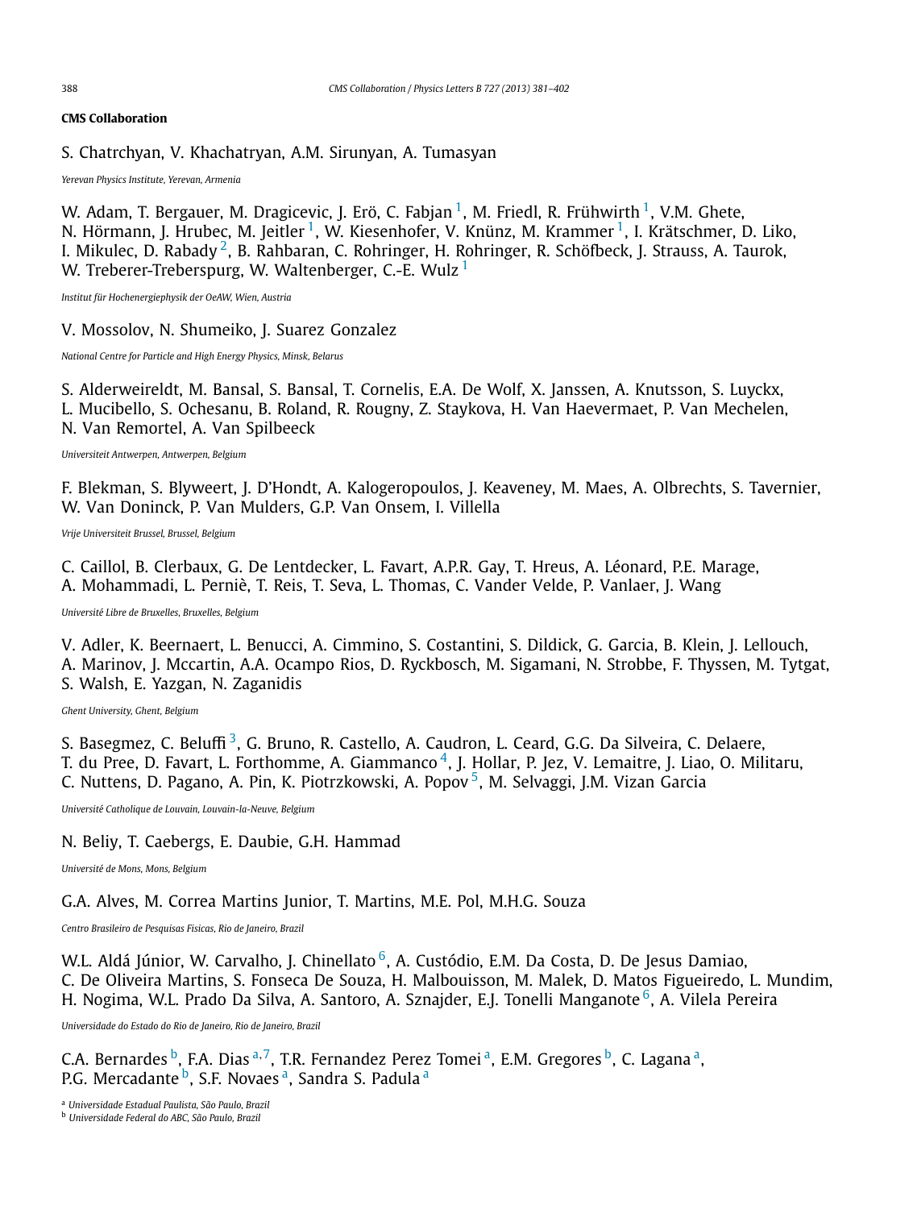**CMS Collaboration**

S. Chatrchyan, V. Khachatryan, A.M. Sirunyan, A. Tumasyan

*Yerevan Physics Institute, Yerevan, Armenia*

W. Adam, T. Bergauer, M. Dragicevic, J. Erö, C. Fabjan [1], M. Friedl, R. Frühwirth [1], V.M. Ghete, N. Hörmann, J. Hrubec, M. Jeitler [1], W. Kiesenhofer, V. Knünz, M. Krammer [1], I. Krätschmer, D. Liko, I. Mikulec, D. Rabady [2], B. Rahbaran, C. Rohringer, H. Rohringer, R. Schöfbeck, J. Strauss, A. Taurok, W. Treberer-Treberspurg, W. Waltenberger, C.-E. Wulz [1]

*Institut für Hochenergiephysik der OeAW, Wien, Austria*

V. Mossolov, N. Shumeiko, J. Suarez Gonzalez

*National Centre for Particle and High Energy Physics, Minsk, Belarus*

S. Alderweireldt, M. Bansal, S. Bansal, T. Cornelis, E.A. De Wolf, X. Janssen, A. Knutsson, S. Luyckx, L. Mucibello, S. Ochesanu, B. Roland, R. Rougny, Z. Staykova, H. Van Haevermaet, P. Van Mechelen, N. Van Remortel, A. Van Spilbeeck

*Universiteit Antwerpen, Antwerpen, Belgium*

F. Blekman, S. Blyweert, J. D'Hondt, A. Kalogeropoulos, J. Keaveney, M. Maes, A. Olbrechts, S. Tavernier, W. Van Doninck, P. Van Mulders, G.P. Van Onsem, I. Villella

*Vrije Universiteit Brussel, Brussel, Belgium*

C. Caillol, B. Clerbaux, G. De Lentdecker, L. Favart, A.P.R. Gay, T. Hreus, A. Léonard, P.E. Marage, A. Mohammadi, L. Perniè, T. Reis, T. Seva, L. Thomas, C. Vander Velde, P. Vanlaer, J. Wang

*Université Libre de Bruxelles, Bruxelles, Belgium*

V. Adler, K. Beernaert, L. Benucci, A. Cimmino, S. Costantini, S. Dildick, G. Garcia, B. Klein, J. Lellouch, A. Marinov, J. Mccartin, A.A. Ocampo Rios, D. Ryckbosch, M. Sigamani, N. Strobbe, F. Thyssen, M. Tytgat, S. Walsh, E. Yazgan, N. Zaganidis

*Ghent University, Ghent, Belgium*

S. Basegmez, C. Beluffi [3], G. Bruno, R. Castello, A. Caudron, L. Ceard, G.G. Da Silveira, C. Delaere, T. du Pree, D. Favart, L. Forthomme, A. Giammanco [4], J. Hollar, P. Jez, V. Lemaitre, J. Liao, O. Militaru, C. Nuttens, D. Pagano, A. Pin, K. Piotrzkowski, A. Popov [5], M. Selvaggi, J.M. Vizan Garcia

*Université Catholique de Louvain, Louvain-la-Neuve, Belgium*

N. Beliy, T. Caebergs, E. Daubie, G.H. Hammad

*Université de Mons, Mons, Belgium*

G.A. Alves, M. Correa Martins Junior, T. Martins, M.E. Pol, M.H.G. Souza

*Centro Brasileiro de Pesquisas Fisicas, Rio de Janeiro, Brazil*

W.L. Aldá Júnior, W. Carvalho, J. Chinellato [6], A. Custódio, E.M. Da Costa, D. De Jesus Damiao, C. De Oliveira Martins, S. Fonseca De Souza, H. Malbouisson, M. Malek, D. Matos Figueiredo, L. Mundim, H. Nogima, W.L. Prado Da Silva, A. Santoro, A. Sznajder, E.J. Tonelli Manganote [6], A. Vilela Pereira

*Universidade do Estado do Rio de Janeiro, Rio de Janeiro, Brazil*

C.A. Bernardes [b], F.A. Dias [a,7], T.R. Fernandez Perez Tomei [a], E.M. Gregores [b], C. Lagana [a], P.G. Mercadante [b], S.F. Novaes [a], Sandra S. Padula [a]

[a] *Universidade Estadual Paulista, São Paulo, Brazil*
[b] *Universidade Federal do ABC, São Paulo, Brazil*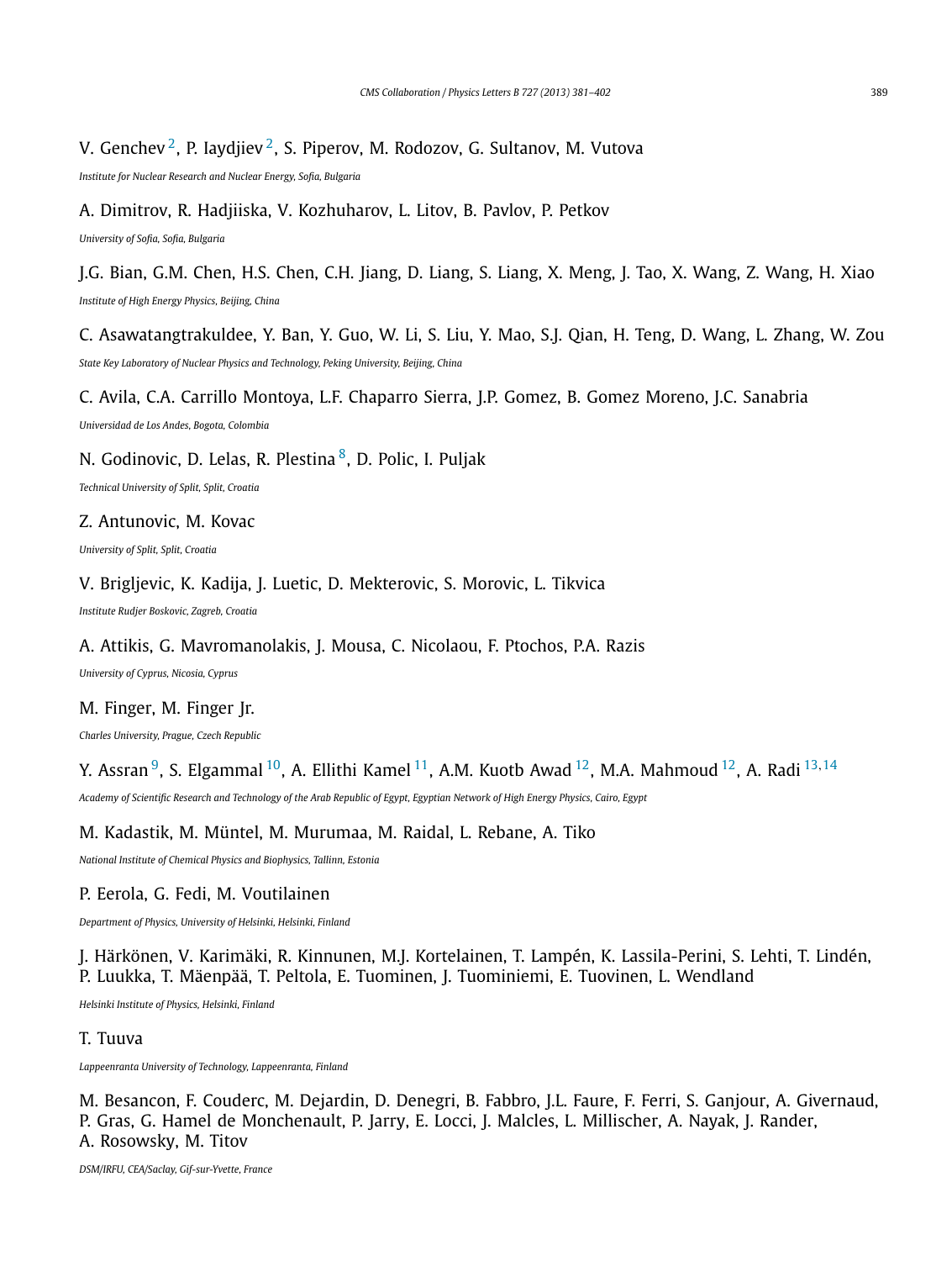V. Genchev [2], P. Iaydjiev [2], S. Piperov, M. Rodozov, G. Sultanov, M. Vutova

*Institute for Nuclear Research and Nuclear Energy, Sofia, Bulgaria*

A. Dimitrov, R. Hadjiiska, V. Kozhuharov, L. Litov, B. Pavlov, P. Petkov

*University of Sofia, Sofia, Bulgaria*

J.G. Bian, G.M. Chen, H.S. Chen, C.H. Jiang, D. Liang, S. Liang, X. Meng, J. Tao, X. Wang, Z. Wang, H. Xiao

*Institute of High Energy Physics, Beijing, China*

C. Asawatangtrakuldee, Y. Ban, Y. Guo, W. Li, S. Liu, Y. Mao, S.J. Qian, H. Teng, D. Wang, L. Zhang, W. Zou

*State Key Laboratory of Nuclear Physics and Technology, Peking University, Beijing, China*

C. Avila, C.A. Carrillo Montoya, L.F. Chaparro Sierra, J.P. Gomez, B. Gomez Moreno, J.C. Sanabria

*Universidad de Los Andes, Bogota, Colombia*

N. Godinovic, D. Lelas, R. Plestina [8], D. Polic, I. Puljak

*Technical University of Split, Split, Croatia*

Z. Antunovic, M. Kovac

*University of Split, Split, Croatia*

V. Brigljevic, K. Kadija, J. Luetic, D. Mekterovic, S. Morovic, L. Tikvica

*Institute Rudjer Boskovic, Zagreb, Croatia*

A. Attikis, G. Mavromanolakis, J. Mousa, C. Nicolaou, F. Ptochos, P.A. Razis

*University of Cyprus, Nicosia, Cyprus*

M. Finger, M. Finger Jr.

*Charles University, Prague, Czech Republic*

Y. Assran [9], S. Elgammal [10], A. Ellithi Kamel [11], A.M. Kuotb Awad [12], M.A. Mahmoud [12], A. Radi [13,14]

*Academy of Scientific Research and Technology of the Arab Republic of Egypt, Egyptian Network of High Energy Physics, Cairo, Egypt*

M. Kadastik, M. Müntel, M. Murumaa, M. Raidal, L. Rebane, A. Tiko

*National Institute of Chemical Physics and Biophysics, Tallinn, Estonia*

P. Eerola, G. Fedi, M. Voutilainen

*Department of Physics, University of Helsinki, Helsinki, Finland*

J. Härkönen, V. Karimäki, R. Kinnunen, M.J. Kortelainen, T. Lampén, K. Lassila-Perini, S. Lehti, T. Lindén, P. Luukka, T. Mäenpää, T. Peltola, E. Tuominen, J. Tuominiemi, E. Tuovinen, L. Wendland

*Helsinki Institute of Physics, Helsinki, Finland*

T. Tuuva

*Lappeenranta University of Technology, Lappeenranta, Finland*

M. Besancon, F. Couderc, M. Dejardin, D. Denegri, B. Fabbro, J.L. Faure, F. Ferri, S. Ganjour, A. Givernaud, P. Gras, G. Hamel de Monchenault, P. Jarry, E. Locci, J. Malcles, L. Millischer, A. Nayak, J. Rander, A. Rosowsky, M. Titov

*DSM/IRFU, CEA/Saclay, Gif-sur-Yvette, France*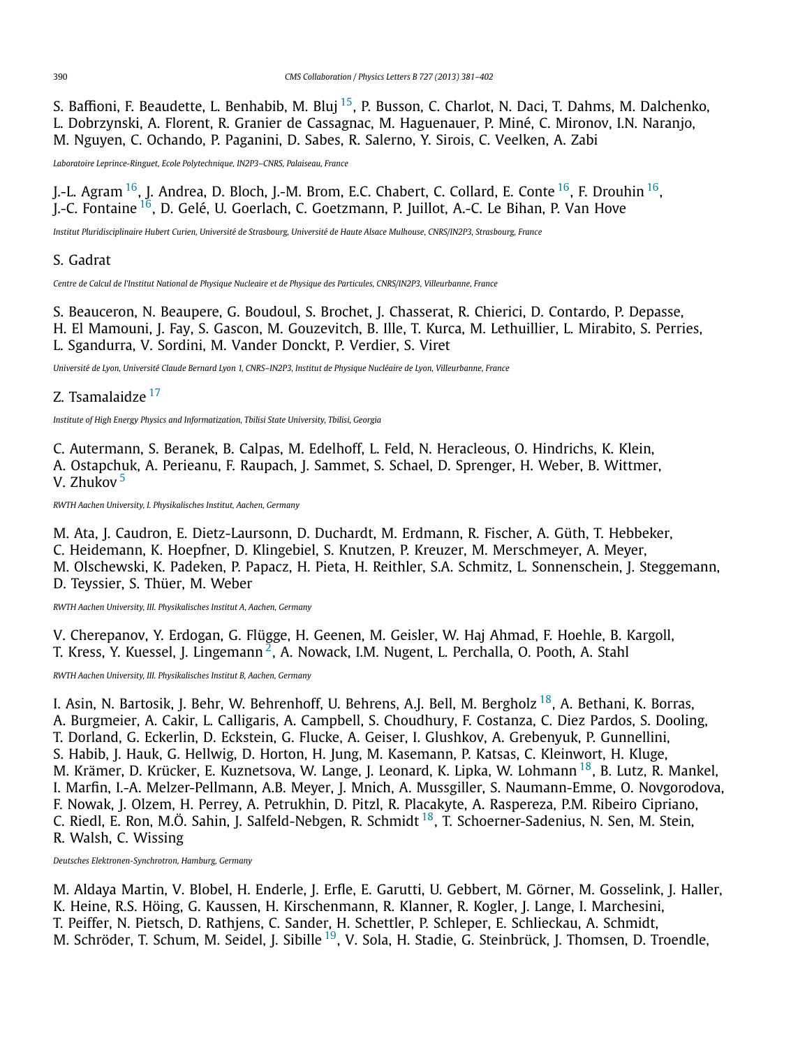S. Baffioni, F. Beaudette, L. Benhabib, M. Bluj [15], P. Busson, C. Charlot, N. Daci, T. Dahms, M. Dalchenko, L. Dobrzynski, A. Florent, R. Granier de Cassagnac, M. Haguenauer, P. Miné, C. Mironov, I.N. Naranjo, M. Nguyen, C. Ochando, P. Paganini, D. Sabes, R. Salerno, Y. Sirois, C. Veelken, A. Zabi

*Laboratoire Leprince-Ringuet, Ecole Polytechnique, IN2P3–CNRS, Palaiseau, France*

J.-L. Agram [16], J. Andrea, D. Bloch, J.-M. Brom, E.C. Chabert, C. Collard, E. Conte [16], F. Drouhin [16], J.-C. Fontaine [16], D. Gelé, U. Goerlach, C. Goetzmann, P. Juillot, A.-C. Le Bihan, P. Van Hove

*Institut Pluridisciplinaire Hubert Curien, Université de Strasbourg, Université de Haute Alsace Mulhouse, CNRS/IN2P3, Strasbourg, France*

S. Gadrat

*Centre de Calcul de l'Institut National de Physique Nucleaire et de Physique des Particules, CNRS/IN2P3, Villeurbanne, France*

S. Beauceron, N. Beaupere, G. Boudoul, S. Brochet, J. Chasserat, R. Chierici, D. Contardo, P. Depasse, H. El Mamouni, J. Fay, S. Gascon, M. Gouzevitch, B. Ille, T. Kurca, M. Lethuillier, L. Mirabito, S. Perries, L. Sgandurra, V. Sordini, M. Vander Donckt, P. Verdier, S. Viret

*Université de Lyon, Université Claude Bernard Lyon 1, CNRS–IN2P3, Institut de Physique Nucléaire de Lyon, Villeurbanne, France*

Z. Tsamalaidze [17]

*Institute of High Energy Physics and Informatization, Tbilisi State University, Tbilisi, Georgia*

C. Autermann, S. Beranek, B. Calpas, M. Edelhoff, L. Feld, N. Heracleous, O. Hindrichs, K. Klein, A. Ostapchuk, A. Perieanu, F. Raupach, J. Sammet, S. Schael, D. Sprenger, H. Weber, B. Wittmer, V. Zhukov [5]

*RWTH Aachen University, I. Physikalisches Institut, Aachen, Germany*

M. Ata, J. Caudron, E. Dietz-Laursonn, D. Duchardt, M. Erdmann, R. Fischer, A. Güth, T. Hebbeker, C. Heidemann, K. Hoepfner, D. Klingebiel, S. Knutzen, P. Kreuzer, M. Merschmeyer, A. Meyer, M. Olschewski, K. Padeken, P. Papacz, H. Pieta, H. Reithler, S.A. Schmitz, L. Sonnenschein, J. Steggemann, D. Teyssier, S. Thüer, M. Weber

*RWTH Aachen University, III. Physikalisches Institut A, Aachen, Germany*

V. Cherepanov, Y. Erdogan, G. Flügge, H. Geenen, M. Geisler, W. Haj Ahmad, F. Hoehle, B. Kargoll, T. Kress, Y. Kuessel, J. Lingemann [2], A. Nowack, I.M. Nugent, L. Perchalla, O. Pooth, A. Stahl

*RWTH Aachen University, III. Physikalisches Institut B, Aachen, Germany*

I. Asin, N. Bartosik, J. Behr, W. Behrenhoff, U. Behrens, A.J. Bell, M. Bergholz [18], A. Bethani, K. Borras, A. Burgmeier, A. Cakir, L. Calligaris, A. Campbell, S. Choudhury, F. Costanza, C. Diez Pardos, S. Dooling, T. Dorland, G. Eckerlin, D. Eckstein, G. Flucke, A. Geiser, I. Glushkov, A. Grebenyuk, P. Gunnellini, S. Habib, J. Hauk, G. Hellwig, D. Horton, H. Jung, M. Kasemann, P. Katsas, C. Kleinwort, H. Kluge, M. Krämer, D. Krücker, E. Kuznetsova, W. Lange, J. Leonard, K. Lipka, W. Lohmann [18], B. Lutz, R. Mankel, I. Marfin, I.-A. Melzer-Pellmann, A.B. Meyer, J. Mnich, A. Mussgiller, S. Naumann-Emme, O. Novgorodova, F. Nowak, J. Olzem, H. Perrey, A. Petrukhin, D. Pitzl, R. Placakyte, A. Raspereza, P.M. Ribeiro Cipriano, C. Riedl, E. Ron, M.Ö. Sahin, J. Salfeld-Nebgen, R. Schmidt [18], T. Schoerner-Sadenius, N. Sen, M. Stein, R. Walsh, C. Wissing

*Deutsches Elektronen-Synchrotron, Hamburg, Germany*

M. Aldaya Martin, V. Blobel, H. Enderle, J. Erfle, E. Garutti, U. Gebbert, M. Görner, M. Gosselink, J. Haller, K. Heine, R.S. Höing, G. Kaussen, H. Kirschenmann, R. Klanner, R. Kogler, J. Lange, I. Marchesini, T. Peiffer, N. Pietsch, D. Rathjens, C. Sander, H. Schettler, P. Schleper, E. Schlieckau, A. Schmidt, M. Schröder, T. Schum, M. Seidel, J. Sibille [19], V. Sola, H. Stadie, G. Steinbrück, J. Thomsen, D. Troendle,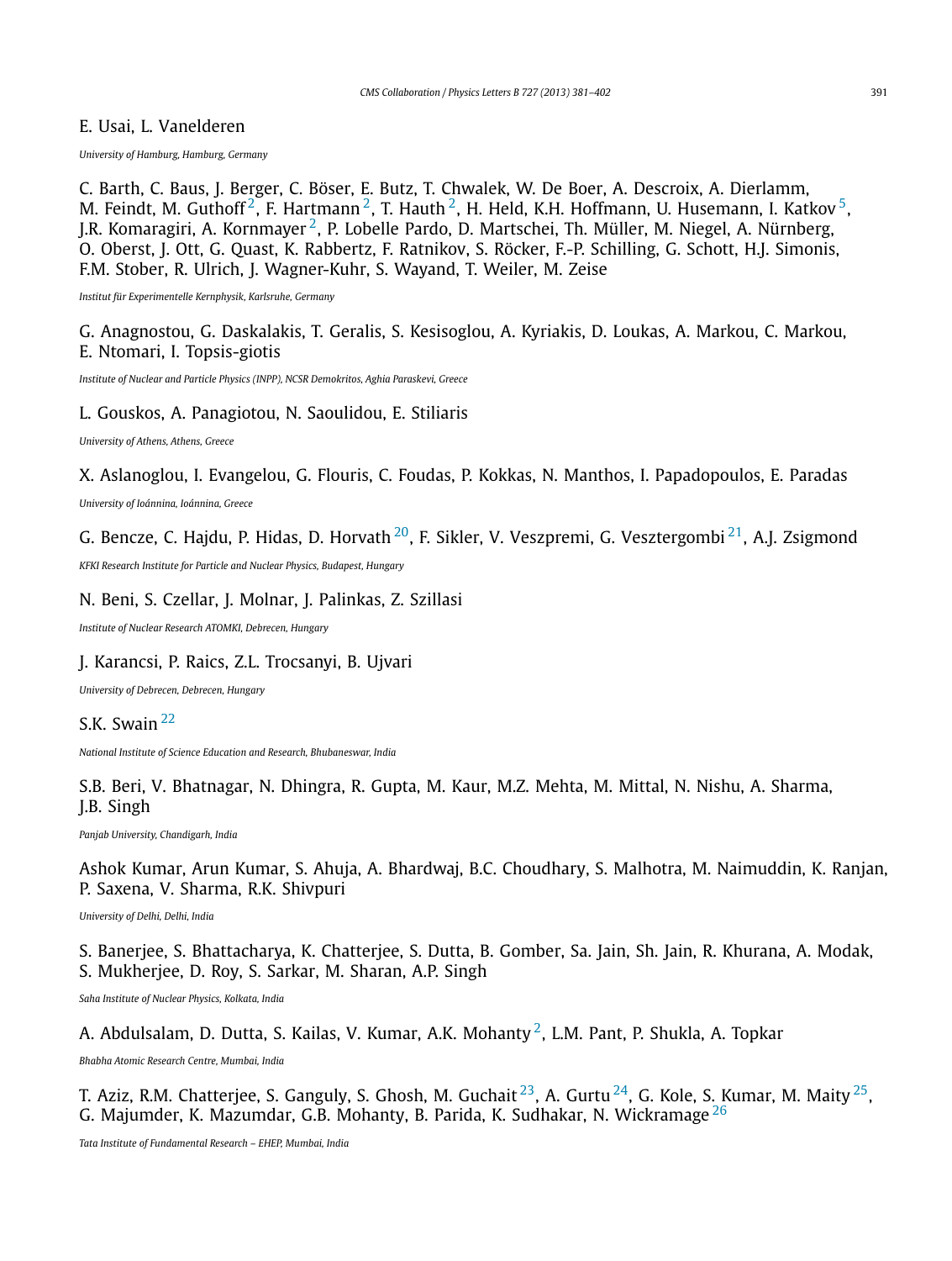E. Usai, L. Vanelderen

*University of Hamburg, Hamburg, Germany*

C. Barth, C. Baus, J. Berger, C. Böser, E. Butz, T. Chwalek, W. De Boer, A. Descroix, A. Dierlamm, M. Feindt, M. Guthoff[2], F. Hartmann[2], T. Hauth[2], H. Held, K.H. Hoffmann, U. Husemann, I. Katkov[5], J.R. Komaragiri, A. Kornmayer[2], P. Lobelle Pardo, D. Martschei, Th. Müller, M. Niegel, A. Nürnberg, O. Oberst, J. Ott, G. Quast, K. Rabbertz, F. Ratnikov, S. Röcker, F.-P. Schilling, G. Schott, H.J. Simonis, F.M. Stober, R. Ulrich, J. Wagner-Kuhr, S. Wayand, T. Weiler, M. Zeise

*Institut für Experimentelle Kernphysik, Karlsruhe, Germany*

G. Anagnostou, G. Daskalakis, T. Geralis, S. Kesisoglou, A. Kyriakis, D. Loukas, A. Markou, C. Markou, E. Ntomari, I. Topsis-giotis

*Institute of Nuclear and Particle Physics (INPP), NCSR Demokritos, Aghia Paraskevi, Greece*

L. Gouskos, A. Panagiotou, N. Saoulidou, E. Stiliaris

*University of Athens, Athens, Greece*

X. Aslanoglou, I. Evangelou, G. Flouris, C. Foudas, P. Kokkas, N. Manthos, I. Papadopoulos, E. Paradas

*University of Ioánnina, Ioánnina, Greece*

G. Bencze, C. Hajdu, P. Hidas, D. Horvath[20], F. Sikler, V. Veszpremi, G. Vesztergombi[21], A.J. Zsigmond

*KFKI Research Institute for Particle and Nuclear Physics, Budapest, Hungary*

N. Beni, S. Czellar, J. Molnar, J. Palinkas, Z. Szillasi

*Institute of Nuclear Research ATOMKI, Debrecen, Hungary*

J. Karancsi, P. Raics, Z.L. Trocsanyi, B. Ujvari

*University of Debrecen, Debrecen, Hungary*

S.K. Swain[22]

*National Institute of Science Education and Research, Bhubaneswar, India*

S.B. Beri, V. Bhatnagar, N. Dhingra, R. Gupta, M. Kaur, M.Z. Mehta, M. Mittal, N. Nishu, A. Sharma, J.B. Singh

*Panjab University, Chandigarh, India*

Ashok Kumar, Arun Kumar, S. Ahuja, A. Bhardwaj, B.C. Choudhary, S. Malhotra, M. Naimuddin, K. Ranjan, P. Saxena, V. Sharma, R.K. Shivpuri

*University of Delhi, Delhi, India*

S. Banerjee, S. Bhattacharya, K. Chatterjee, S. Dutta, B. Gomber, Sa. Jain, Sh. Jain, R. Khurana, A. Modak, S. Mukherjee, D. Roy, S. Sarkar, M. Sharan, A.P. Singh

*Saha Institute of Nuclear Physics, Kolkata, India*

A. Abdulsalam, D. Dutta, S. Kailas, V. Kumar, A.K. Mohanty[2], L.M. Pant, P. Shukla, A. Topkar

*Bhabha Atomic Research Centre, Mumbai, India*

T. Aziz, R.M. Chatterjee, S. Ganguly, S. Ghosh, M. Guchait[23], A. Gurtu[24], G. Kole, S. Kumar, M. Maity[25], G. Majumder, K. Mazumdar, G.B. Mohanty, B. Parida, K. Sudhakar, N. Wickramage[26]

*Tata Institute of Fundamental Research – EHEP, Mumbai, India*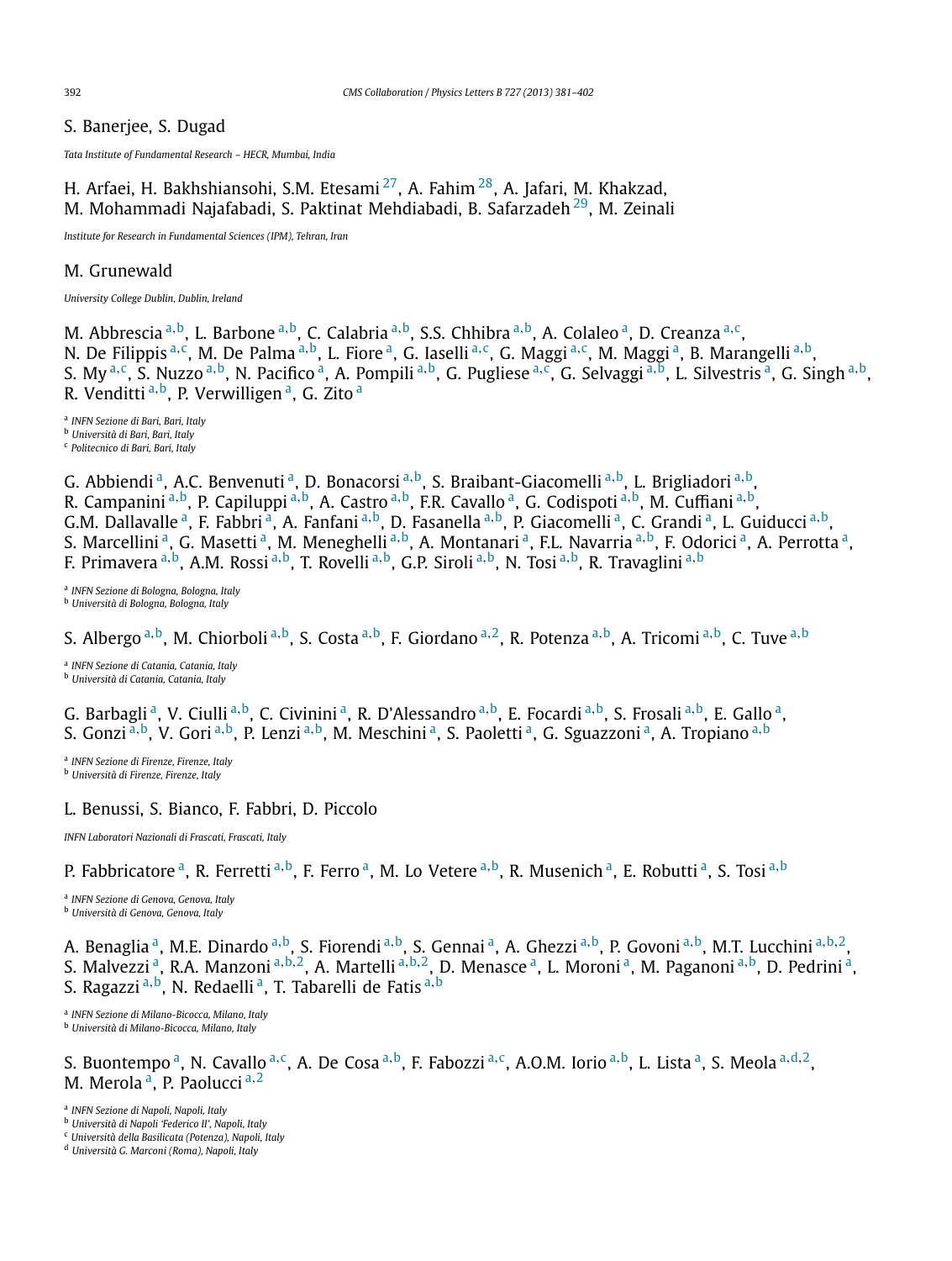S. Banerjee, S. Dugad

*Tata Institute of Fundamental Research – HECR, Mumbai, India*

H. Arfaei, H. Bakhshiansohi, S.M. Etesami [27], A. Fahim [28], A. Jafari, M. Khakzad, M. Mohammadi Najafabadi, S. Paktinat Mehdiabadi, B. Safarzadeh [29], M. Zeinali

*Institute for Research in Fundamental Sciences (IPM), Tehran, Iran*

M. Grunewald

*University College Dublin, Dublin, Ireland*

M. Abbrescia [a,b], L. Barbone [a,b], C. Calabria [a,b], S.S. Chhibra [a,b], A. Colaleo [a], D. Creanza [a,c], N. De Filippis [a,c], M. De Palma [a,b], L. Fiore [a], G. Iaselli [a,c], G. Maggi [a,c], M. Maggi [a], B. Marangelli [a,b], S. My [a,c], S. Nuzzo [a,b], N. Pacifico [a], A. Pompili [a,b], G. Pugliese [a,c], G. Selvaggi [a,b], L. Silvestris [a], G. Singh [a,b], R. Venditti [a,b], P. Verwilligen [a], G. Zito [a]

[a] *INFN Sezione di Bari, Bari, Italy*
[b] *Università di Bari, Bari, Italy*
[c] *Politecnico di Bari, Bari, Italy*

G. Abbiendi [a], A.C. Benvenuti [a], D. Bonacorsi [a,b], S. Braibant-Giacomelli [a,b], L. Brigliadori [a,b], R. Campanini [a,b], P. Capiluppi [a,b], A. Castro [a,b], F.R. Cavallo [a], G. Codispoti [a,b], M. Cuffiani [a,b], G.M. Dallavalle [a], F. Fabbri [a], A. Fanfani [a,b], D. Fasanella [a,b], P. Giacomelli [a], C. Grandi [a], L. Guiducci [a,b], S. Marcellini [a], G. Masetti [a], M. Meneghelli [a,b], A. Montanari [a], F.L. Navarria [a,b], F. Odorici [a], A. Perrotta [a], F. Primavera [a,b], A.M. Rossi [a,b], T. Rovelli [a,b], G.P. Siroli [a,b], N. Tosi [a,b], R. Travaglini [a,b]

[a] *INFN Sezione di Bologna, Bologna, Italy*
[b] *Università di Bologna, Bologna, Italy*

S. Albergo [a,b], M. Chiorboli [a,b], S. Costa [a,b], F. Giordano [a,2], R. Potenza [a,b], A. Tricomi [a,b], C. Tuve [a,b]

[a] *INFN Sezione di Catania, Catania, Italy*
[b] *Università di Catania, Catania, Italy*

G. Barbagli [a], V. Ciulli [a,b], C. Civinini [a], R. D'Alessandro [a,b], E. Focardi [a,b], S. Frosali [a,b], E. Gallo [a], S. Gonzi [a,b], V. Gori [a,b], P. Lenzi [a,b], M. Meschini [a], S. Paoletti [a], G. Sguazzoni [a], A. Tropiano [a,b]

[a] *INFN Sezione di Firenze, Firenze, Italy*
[b] *Università di Firenze, Firenze, Italy*

L. Benussi, S. Bianco, F. Fabbri, D. Piccolo

*INFN Laboratori Nazionali di Frascati, Frascati, Italy*

P. Fabbricatore [a], R. Ferretti [a,b], F. Ferro [a], M. Lo Vetere [a,b], R. Musenich [a], E. Robutti [a], S. Tosi [a,b]

[a] *INFN Sezione di Genova, Genova, Italy*
[b] *Università di Genova, Genova, Italy*

A. Benaglia [a], M.E. Dinardo [a,b], S. Fiorendi [a,b], S. Gennai [a], A. Ghezzi [a,b], P. Govoni [a,b], M.T. Lucchini [a,b,2], S. Malvezzi [a], R.A. Manzoni [a,b,2], A. Martelli [a,b,2], D. Menasce [a], L. Moroni [a], M. Paganoni [a,b], D. Pedrini [a], S. Ragazzi [a,b], N. Redaelli [a], T. Tabarelli de Fatis [a,b]

[a] *INFN Sezione di Milano-Bicocca, Milano, Italy*
[b] *Università di Milano-Bicocca, Milano, Italy*

S. Buontempo [a], N. Cavallo [a,c], A. De Cosa [a,b], F. Fabozzi [a,c], A.O.M. Iorio [a,b], L. Lista [a], S. Meola [a,d,2], M. Merola [a], P. Paolucci [a,2]

[a] *INFN Sezione di Napoli, Napoli, Italy*
[b] *Università di Napoli 'Federico II', Napoli, Italy*
[c] *Università della Basilicata (Potenza), Napoli, Italy*
[d] *Università G. Marconi (Roma), Napoli, Italy*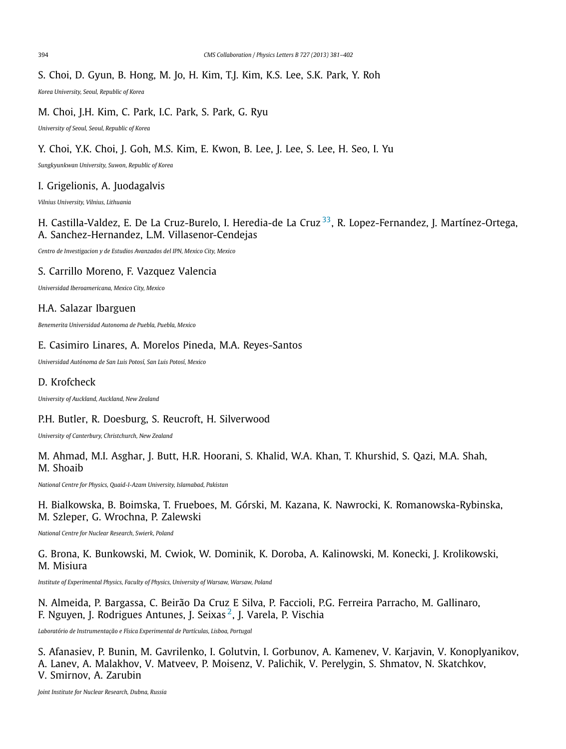S. Choi, D. Gyun, B. Hong, M. Jo, H. Kim, T.J. Kim, K.S. Lee, S.K. Park, Y. Roh

*Korea University, Seoul, Republic of Korea*

M. Choi, J.H. Kim, C. Park, I.C. Park, S. Park, G. Ryu

*University of Seoul, Seoul, Republic of Korea*

Y. Choi, Y.K. Choi, J. Goh, M.S. Kim, E. Kwon, B. Lee, J. Lee, S. Lee, H. Seo, I. Yu

*Sungkyunkwan University, Suwon, Republic of Korea*

I. Grigelionis, A. Juodagalvis

*Vilnius University, Vilnius, Lithuania*

H. Castilla-Valdez, E. De La Cruz-Burelo, I. Heredia-de La Cruz [33], R. Lopez-Fernandez, J. Martínez-Ortega, A. Sanchez-Hernandez, L.M. Villasenor-Cendejas

*Centro de Investigacion y de Estudios Avanzados del IPN, Mexico City, Mexico*

S. Carrillo Moreno, F. Vazquez Valencia

*Universidad Iberoamericana, Mexico City, Mexico*

H.A. Salazar Ibarguen

*Benemerita Universidad Autonoma de Puebla, Puebla, Mexico*

E. Casimiro Linares, A. Morelos Pineda, M.A. Reyes-Santos

*Universidad Autónoma de San Luis Potosí, San Luis Potosí, Mexico*

D. Krofcheck

*University of Auckland, Auckland, New Zealand*

P.H. Butler, R. Doesburg, S. Reucroft, H. Silverwood

*University of Canterbury, Christchurch, New Zealand*

M. Ahmad, M.I. Asghar, J. Butt, H.R. Hoorani, S. Khalid, W.A. Khan, T. Khurshid, S. Qazi, M.A. Shah, M. Shoaib

*National Centre for Physics, Quaid-I-Azam University, Islamabad, Pakistan*

H. Bialkowska, B. Boimska, T. Frueboes, M. Górski, M. Kazana, K. Nawrocki, K. Romanowska-Rybinska, M. Szleper, G. Wrochna, P. Zalewski

*National Centre for Nuclear Research, Swierk, Poland*

G. Brona, K. Bunkowski, M. Cwiok, W. Dominik, K. Doroba, A. Kalinowski, M. Konecki, J. Krolikowski, M. Misiura

*Institute of Experimental Physics, Faculty of Physics, University of Warsaw, Warsaw, Poland*

N. Almeida, P. Bargassa, C. Beirão Da Cruz E Silva, P. Faccioli, P.G. Ferreira Parracho, M. Gallinaro, F. Nguyen, J. Rodrigues Antunes, J. Seixas [2], J. Varela, P. Vischia

*Laboratório de Instrumentação e Física Experimental de Partículas, Lisboa, Portugal*

S. Afanasiev, P. Bunin, M. Gavrilenko, I. Golutvin, I. Gorbunov, A. Kamenev, V. Karjavin, V. Konoplyanikov, A. Lanev, A. Malakhov, V. Matveev, P. Moisenz, V. Palichik, V. Perelygin, S. Shmatov, N. Skatchkov, V. Smirnov, A. Zarubin

*Joint Institute for Nuclear Research, Dubna, Russia*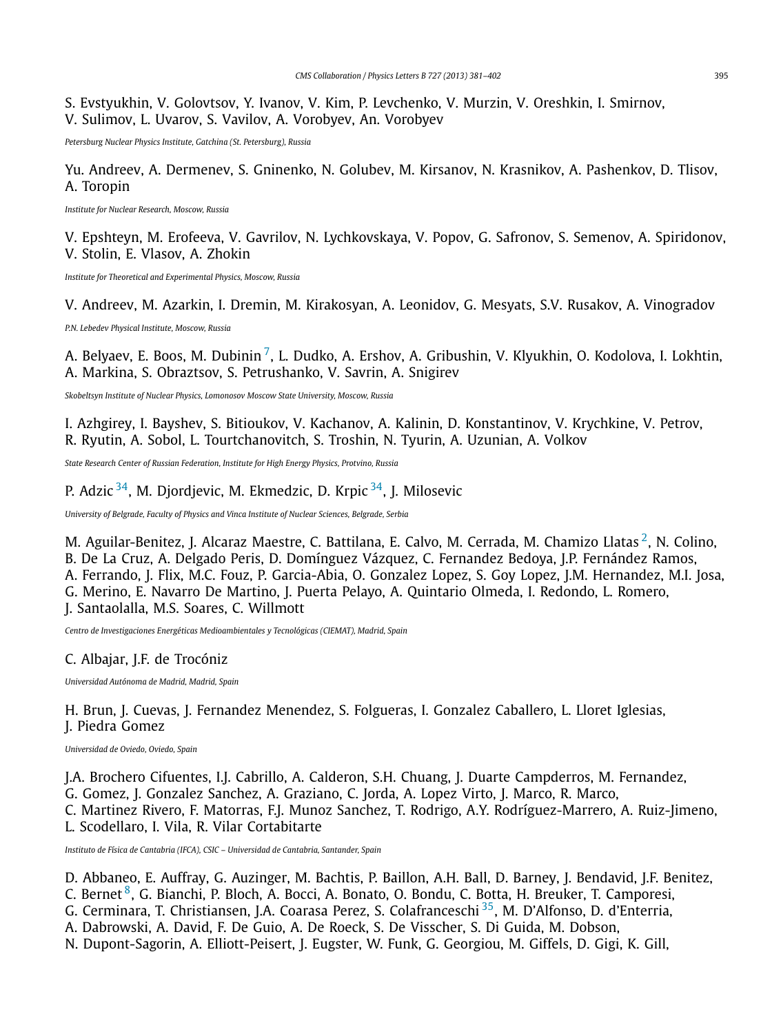S. Evstyukhin, V. Golovtsov, Y. Ivanov, V. Kim, P. Levchenko, V. Murzin, V. Oreshkin, I. Smirnov, V. Sulimov, L. Uvarov, S. Vavilov, A. Vorobyev, An. Vorobyev

*Petersburg Nuclear Physics Institute, Gatchina (St. Petersburg), Russia*

Yu. Andreev, A. Dermenev, S. Gninenko, N. Golubev, M. Kirsanov, N. Krasnikov, A. Pashenkov, D. Tlisov, A. Toropin

*Institute for Nuclear Research, Moscow, Russia*

V. Epshteyn, M. Erofeeva, V. Gavrilov, N. Lychkovskaya, V. Popov, G. Safronov, S. Semenov, A. Spiridonov, V. Stolin, E. Vlasov, A. Zhokin

*Institute for Theoretical and Experimental Physics, Moscow, Russia*

V. Andreev, M. Azarkin, I. Dremin, M. Kirakosyan, A. Leonidov, G. Mesyats, S.V. Rusakov, A. Vinogradov

*P.N. Lebedev Physical Institute, Moscow, Russia*

A. Belyaev, E. Boos, M. Dubinin [7], L. Dudko, A. Ershov, A. Gribushin, V. Klyukhin, O. Kodolova, I. Lokhtin, A. Markina, S. Obraztsov, S. Petrushanko, V. Savrin, A. Snigirev

*Skobeltsyn Institute of Nuclear Physics, Lomonosov Moscow State University, Moscow, Russia*

I. Azhgirey, I. Bayshev, S. Bitioukov, V. Kachanov, A. Kalinin, D. Konstantinov, V. Krychkine, V. Petrov, R. Ryutin, A. Sobol, L. Tourtchanovitch, S. Troshin, N. Tyurin, A. Uzunian, A. Volkov

*State Research Center of Russian Federation, Institute for High Energy Physics, Protvino, Russia*

P. Adzic [34], M. Djordjevic, M. Ekmedzic, D. Krpic [34], J. Milosevic

*University of Belgrade, Faculty of Physics and Vinca Institute of Nuclear Sciences, Belgrade, Serbia*

M. Aguilar-Benitez, J. Alcaraz Maestre, C. Battilana, E. Calvo, M. Cerrada, M. Chamizo Llatas [2], N. Colino, B. De La Cruz, A. Delgado Peris, D. Domínguez Vázquez, C. Fernandez Bedoya, J.P. Fernández Ramos, A. Ferrando, J. Flix, M.C. Fouz, P. Garcia-Abia, O. Gonzalez Lopez, S. Goy Lopez, J.M. Hernandez, M.I. Josa, G. Merino, E. Navarro De Martino, J. Puerta Pelayo, A. Quintario Olmeda, I. Redondo, L. Romero, J. Santaolalla, M.S. Soares, C. Willmott

*Centro de Investigaciones Energéticas Medioambientales y Tecnológicas (CIEMAT), Madrid, Spain*

C. Albajar, J.F. de Trocóniz

*Universidad Autónoma de Madrid, Madrid, Spain*

H. Brun, J. Cuevas, J. Fernandez Menendez, S. Folgueras, I. Gonzalez Caballero, L. Lloret Iglesias, J. Piedra Gomez

*Universidad de Oviedo, Oviedo, Spain*

J.A. Brochero Cifuentes, I.J. Cabrillo, A. Calderon, S.H. Chuang, J. Duarte Campderros, M. Fernandez, G. Gomez, J. Gonzalez Sanchez, A. Graziano, C. Jorda, A. Lopez Virto, J. Marco, R. Marco, C. Martinez Rivero, F. Matorras, F.J. Munoz Sanchez, T. Rodrigo, A.Y. Rodríguez-Marrero, A. Ruiz-Jimeno, L. Scodellaro, I. Vila, R. Vilar Cortabitarte

*Instituto de Física de Cantabria (IFCA), CSIC – Universidad de Cantabria, Santander, Spain*

D. Abbaneo, E. Auffray, G. Auzinger, M. Bachtis, P. Baillon, A.H. Ball, D. Barney, J. Bendavid, J.F. Benitez, C. Bernet [8], G. Bianchi, P. Bloch, A. Bocci, A. Bonato, O. Bondu, C. Botta, H. Breuker, T. Camporesi, G. Cerminara, T. Christiansen, J.A. Coarasa Perez, S. Colafranceschi [35], M. D'Alfonso, D. d'Enterria, A. Dabrowski, A. David, F. De Guio, A. De Roeck, S. De Visscher, S. Di Guida, M. Dobson, N. Dupont-Sagorin, A. Elliott-Peisert, J. Eugster, W. Funk, G. Georgiou, M. Giffels, D. Gigi, K. Gill,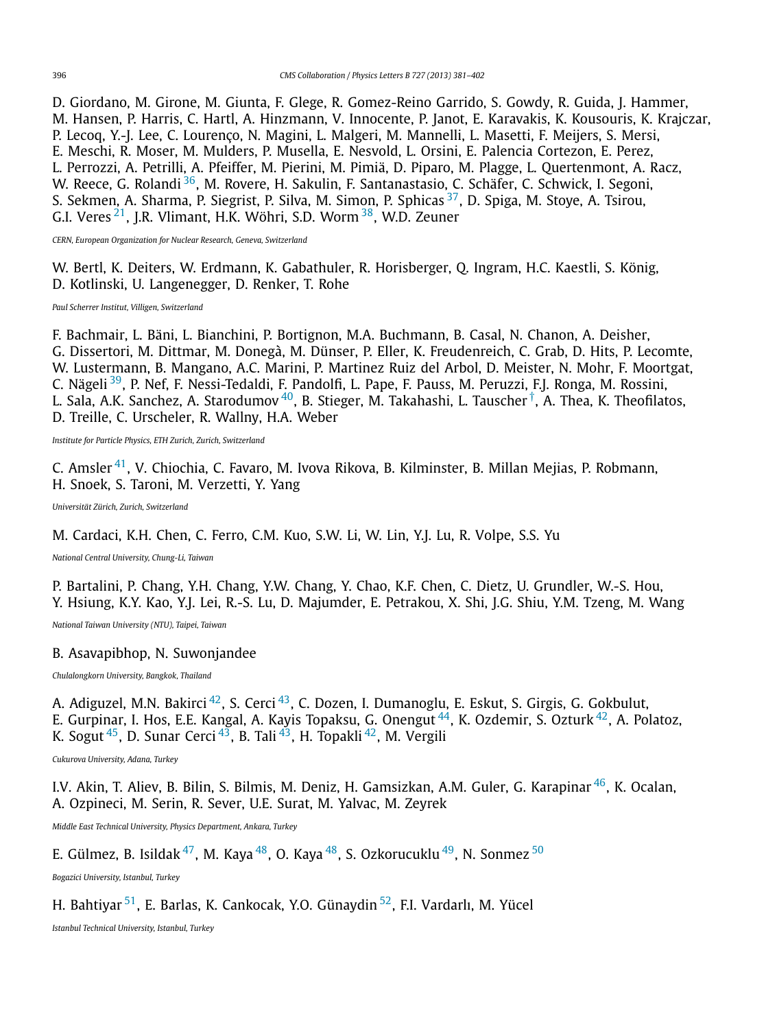D. Giordano, M. Girone, M. Giunta, F. Glege, R. Gomez-Reino Garrido, S. Gowdy, R. Guida, J. Hammer, M. Hansen, P. Harris, C. Hartl, A. Hinzmann, V. Innocente, P. Janot, E. Karavakis, K. Kousouris, K. Krajczar, P. Lecoq, Y.-J. Lee, C. Lourenço, N. Magini, L. Malgeri, M. Mannelli, L. Masetti, F. Meijers, S. Mersi, E. Meschi, R. Moser, M. Mulders, P. Musella, E. Nesvold, L. Orsini, E. Palencia Cortezon, E. Perez, L. Perrozzi, A. Petrilli, A. Pfeiffer, M. Pierini, M. Pimiä, D. Piparo, M. Plagge, L. Quertenmont, A. Racz, W. Reece, G. Rolandi [36], M. Rovere, H. Sakulin, F. Santanastasio, C. Schäfer, C. Schwick, I. Segoni, S. Sekmen, A. Sharma, P. Siegrist, P. Silva, M. Simon, P. Sphicas [37], D. Spiga, M. Stoye, A. Tsirou, G.I. Veres [21], J.R. Vlimant, H.K. Wöhri, S.D. Worm [38], W.D. Zeuner

*CERN, European Organization for Nuclear Research, Geneva, Switzerland*

W. Bertl, K. Deiters, W. Erdmann, K. Gabathuler, R. Horisberger, Q. Ingram, H.C. Kaestli, S. König, D. Kotlinski, U. Langenegger, D. Renker, T. Rohe

*Paul Scherrer Institut, Villigen, Switzerland*

F. Bachmair, L. Bäni, L. Bianchini, P. Bortignon, M.A. Buchmann, B. Casal, N. Chanon, A. Deisher, G. Dissertori, M. Dittmar, M. Donegà, M. Dünser, P. Eller, K. Freudenreich, C. Grab, D. Hits, P. Lecomte, W. Lustermann, B. Mangano, A.C. Marini, P. Martinez Ruiz del Arbol, D. Meister, N. Mohr, F. Moortgat, C. Nägeli [39], P. Nef, F. Nessi-Tedaldi, F. Pandolfi, L. Pape, F. Pauss, M. Peruzzi, F.J. Ronga, M. Rossini, L. Sala, A.K. Sanchez, A. Starodumov [40], B. Stieger, M. Takahashi, L. Tauscher [†], A. Thea, K. Theofilatos, D. Treille, C. Urscheler, R. Wallny, H.A. Weber

*Institute for Particle Physics, ETH Zurich, Zurich, Switzerland*

C. Amsler [41], V. Chiochia, C. Favaro, M. Ivova Rikova, B. Kilminster, B. Millan Mejias, P. Robmann, H. Snoek, S. Taroni, M. Verzetti, Y. Yang

*Universität Zürich, Zurich, Switzerland*

M. Cardaci, K.H. Chen, C. Ferro, C.M. Kuo, S.W. Li, W. Lin, Y.J. Lu, R. Volpe, S.S. Yu

*National Central University, Chung-Li, Taiwan*

P. Bartalini, P. Chang, Y.H. Chang, Y.W. Chang, Y. Chao, K.F. Chen, C. Dietz, U. Grundler, W.-S. Hou, Y. Hsiung, K.Y. Kao, Y.J. Lei, R.-S. Lu, D. Majumder, E. Petrakou, X. Shi, J.G. Shiu, Y.M. Tzeng, M. Wang

*National Taiwan University (NTU), Taipei, Taiwan*

B. Asavapibhop, N. Suwonjandee

*Chulalongkorn University, Bangkok, Thailand*

A. Adiguzel, M.N. Bakirci [42], S. Cerci [43], C. Dozen, I. Dumanoglu, E. Eskut, S. Girgis, G. Gokbulut, E. Gurpinar, I. Hos, E.E. Kangal, A. Kayis Topaksu, G. Onengut [44], K. Ozdemir, S. Ozturk [42], A. Polatoz, K. Sogut [45], D. Sunar Cerci [43], B. Tali [43], H. Topakli [42], M. Vergili

*Cukurova University, Adana, Turkey*

I.V. Akin, T. Aliev, B. Bilin, S. Bilmis, M. Deniz, H. Gamsizkan, A.M. Guler, G. Karapinar [46], K. Ocalan, A. Ozpineci, M. Serin, R. Sever, U.E. Surat, M. Yalvac, M. Zeyrek

*Middle East Technical University, Physics Department, Ankara, Turkey*

E. Gülmez, B. Isildak [47], M. Kaya [48], O. Kaya [48], S. Ozkorucuklu [49], N. Sonmez [50]

*Bogazici University, Istanbul, Turkey*

H. Bahtiyar [51], E. Barlas, K. Cankocak, Y.O. Günaydin [52], F.I. Vardarlı, M. Yücel

*Istanbul Technical University, Istanbul, Turkey*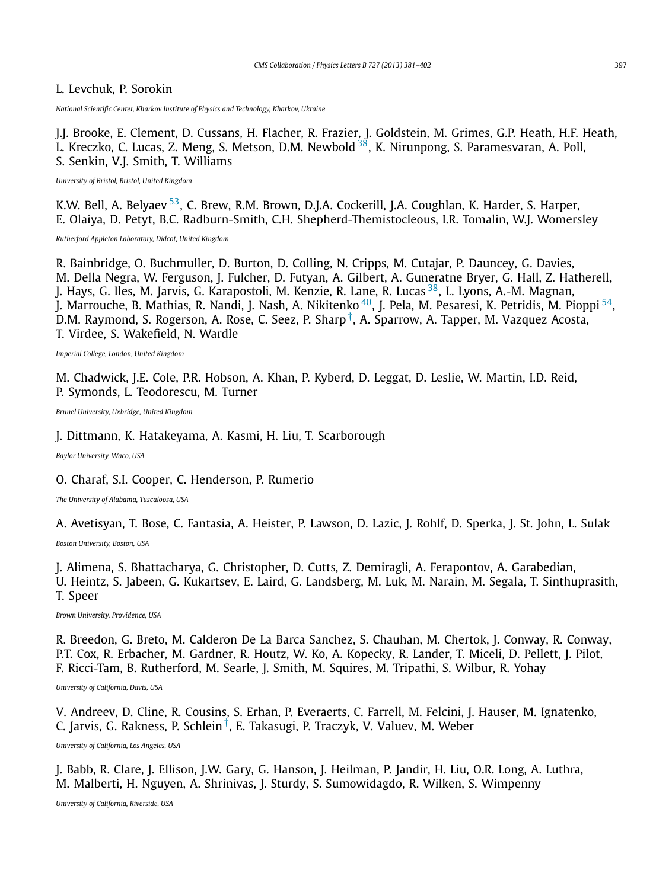L. Levchuk, P. Sorokin

*National Scientific Center, Kharkov Institute of Physics and Technology, Kharkov, Ukraine*

J.J. Brooke, E. Clement, D. Cussans, H. Flacher, R. Frazier, J. Goldstein, M. Grimes, G.P. Heath, H.F. Heath, L. Kreczko, C. Lucas, Z. Meng, S. Metson, D.M. Newbold [38], K. Nirunpong, S. Paramesvaran, A. Poll, S. Senkin, V.J. Smith, T. Williams

*University of Bristol, Bristol, United Kingdom*

K.W. Bell, A. Belyaev [53], C. Brew, R.M. Brown, D.J.A. Cockerill, J.A. Coughlan, K. Harder, S. Harper, E. Olaiya, D. Petyt, B.C. Radburn-Smith, C.H. Shepherd-Themistocleous, I.R. Tomalin, W.J. Womersley

*Rutherford Appleton Laboratory, Didcot, United Kingdom*

R. Bainbridge, O. Buchmuller, D. Burton, D. Colling, N. Cripps, M. Cutajar, P. Dauncey, G. Davies, M. Della Negra, W. Ferguson, J. Fulcher, D. Futyan, A. Gilbert, A. Guneratne Bryer, G. Hall, Z. Hatherell, J. Hays, G. Iles, M. Jarvis, G. Karapostoli, M. Kenzie, R. Lane, R. Lucas [38], L. Lyons, A.-M. Magnan, J. Marrouche, B. Mathias, R. Nandi, J. Nash, A. Nikitenko [40], J. Pela, M. Pesaresi, K. Petridis, M. Pioppi [54], D.M. Raymond, S. Rogerson, A. Rose, C. Seez, P. Sharp [†], A. Sparrow, A. Tapper, M. Vazquez Acosta, T. Virdee, S. Wakefield, N. Wardle

*Imperial College, London, United Kingdom*

M. Chadwick, J.E. Cole, P.R. Hobson, A. Khan, P. Kyberd, D. Leggat, D. Leslie, W. Martin, I.D. Reid, P. Symonds, L. Teodorescu, M. Turner

*Brunel University, Uxbridge, United Kingdom*

J. Dittmann, K. Hatakeyama, A. Kasmi, H. Liu, T. Scarborough

*Baylor University, Waco, USA*

O. Charaf, S.I. Cooper, C. Henderson, P. Rumerio

*The University of Alabama, Tuscaloosa, USA*

A. Avetisyan, T. Bose, C. Fantasia, A. Heister, P. Lawson, D. Lazic, J. Rohlf, D. Sperka, J. St. John, L. Sulak

*Boston University, Boston, USA*

J. Alimena, S. Bhattacharya, G. Christopher, D. Cutts, Z. Demiragli, A. Ferapontov, A. Garabedian, U. Heintz, S. Jabeen, G. Kukartsev, E. Laird, G. Landsberg, M. Luk, M. Narain, M. Segala, T. Sinthuprasith, T. Speer

*Brown University, Providence, USA*

R. Breedon, G. Breto, M. Calderon De La Barca Sanchez, S. Chauhan, M. Chertok, J. Conway, R. Conway, P.T. Cox, R. Erbacher, M. Gardner, R. Houtz, W. Ko, A. Kopecky, R. Lander, T. Miceli, D. Pellett, J. Pilot, F. Ricci-Tam, B. Rutherford, M. Searle, J. Smith, M. Squires, M. Tripathi, S. Wilbur, R. Yohay

*University of California, Davis, USA*

V. Andreev, D. Cline, R. Cousins, S. Erhan, P. Everaerts, C. Farrell, M. Felcini, J. Hauser, M. Ignatenko, C. Jarvis, G. Rakness, P. Schlein [†], E. Takasugi, P. Traczyk, V. Valuev, M. Weber

*University of California, Los Angeles, USA*

J. Babb, R. Clare, J. Ellison, J.W. Gary, G. Hanson, J. Heilman, P. Jandir, H. Liu, O.R. Long, A. Luthra, M. Malberti, H. Nguyen, A. Shrinivas, J. Sturdy, S. Sumowidagdo, R. Wilken, S. Wimpenny

*University of California, Riverside, USA*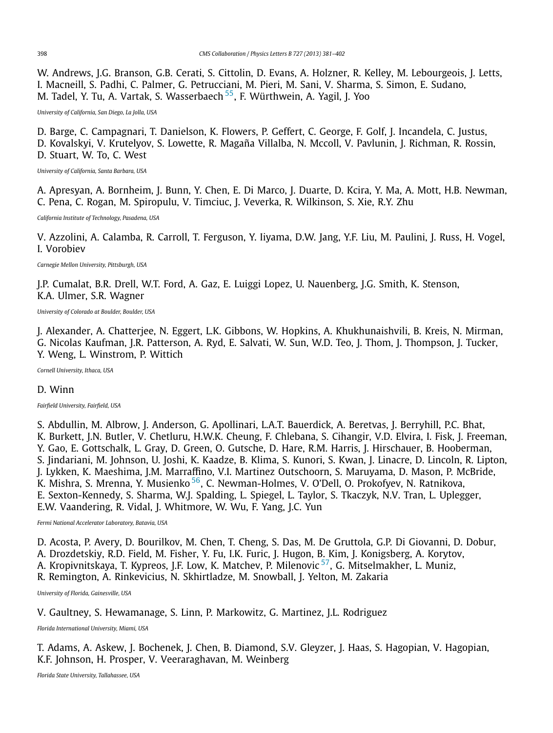W. Andrews, J.G. Branson, G.B. Cerati, S. Cittolin, D. Evans, A. Holzner, R. Kelley, M. Lebourgeois, J. Letts, I. Macneill, S. Padhi, C. Palmer, G. Petrucciani, M. Pieri, M. Sani, V. Sharma, S. Simon, E. Sudano, M. Tadel, Y. Tu, A. Vartak, S. Wasserbaech [55], F. Würthwein, A. Yagil, J. Yoo

*University of California, San Diego, La Jolla, USA*

D. Barge, C. Campagnari, T. Danielson, K. Flowers, P. Geffert, C. George, F. Golf, J. Incandela, C. Justus, D. Kovalskyi, V. Krutelyov, S. Lowette, R. Magaña Villalba, N. Mccoll, V. Pavlunin, J. Richman, R. Rossin, D. Stuart, W. To, C. West

*University of California, Santa Barbara, USA*

A. Apresyan, A. Bornheim, J. Bunn, Y. Chen, E. Di Marco, J. Duarte, D. Kcira, Y. Ma, A. Mott, H.B. Newman, C. Pena, C. Rogan, M. Spiropulu, V. Timciuc, J. Veverka, R. Wilkinson, S. Xie, R.Y. Zhu

*California Institute of Technology, Pasadena, USA*

V. Azzolini, A. Calamba, R. Carroll, T. Ferguson, Y. Iiyama, D.W. Jang, Y.F. Liu, M. Paulini, J. Russ, H. Vogel, I. Vorobiev

*Carnegie Mellon University, Pittsburgh, USA*

J.P. Cumalat, B.R. Drell, W.T. Ford, A. Gaz, E. Luiggi Lopez, U. Nauenberg, J.G. Smith, K. Stenson, K.A. Ulmer, S.R. Wagner

*University of Colorado at Boulder, Boulder, USA*

J. Alexander, A. Chatterjee, N. Eggert, L.K. Gibbons, W. Hopkins, A. Khukhunaishvili, B. Kreis, N. Mirman, G. Nicolas Kaufman, J.R. Patterson, A. Ryd, E. Salvati, W. Sun, W.D. Teo, J. Thom, J. Thompson, J. Tucker, Y. Weng, L. Winstrom, P. Wittich

*Cornell University, Ithaca, USA*

D. Winn

*Fairfield University, Fairfield, USA*

S. Abdullin, M. Albrow, J. Anderson, G. Apollinari, L.A.T. Bauerdick, A. Beretvas, J. Berryhill, P.C. Bhat, K. Burkett, J.N. Butler, V. Chetluru, H.W.K. Cheung, F. Chlebana, S. Cihangir, V.D. Elvira, I. Fisk, J. Freeman, Y. Gao, E. Gottschalk, L. Gray, D. Green, O. Gutsche, D. Hare, R.M. Harris, J. Hirschauer, B. Hooberman, S. Jindariani, M. Johnson, U. Joshi, K. Kaadze, B. Klima, S. Kunori, S. Kwan, J. Linacre, D. Lincoln, R. Lipton, J. Lykken, K. Maeshima, J.M. Marraffino, V.I. Martinez Outschoorn, S. Maruyama, D. Mason, P. McBride, K. Mishra, S. Mrenna, Y. Musienko [56], C. Newman-Holmes, V. O'Dell, O. Prokofyev, N. Ratnikova, E. Sexton-Kennedy, S. Sharma, W.J. Spalding, L. Spiegel, L. Taylor, S. Tkaczyk, N.V. Tran, L. Uplegger, E.W. Vaandering, R. Vidal, J. Whitmore, W. Wu, F. Yang, J.C. Yun

*Fermi National Accelerator Laboratory, Batavia, USA*

D. Acosta, P. Avery, D. Bourilkov, M. Chen, T. Cheng, S. Das, M. De Gruttola, G.P. Di Giovanni, D. Dobur, A. Drozdetskiy, R.D. Field, M. Fisher, Y. Fu, I.K. Furic, J. Hugon, B. Kim, J. Konigsberg, A. Korytov, A. Kropivnitskaya, T. Kypreos, J.F. Low, K. Matchev, P. Milenovic [57], G. Mitselmakher, L. Muniz, R. Remington, A. Rinkevicius, N. Skhirtladze, M. Snowball, J. Yelton, M. Zakaria

*University of Florida, Gainesville, USA*

V. Gaultney, S. Hewamanage, S. Linn, P. Markowitz, G. Martinez, J.L. Rodriguez

*Florida International University, Miami, USA*

T. Adams, A. Askew, J. Bochenek, J. Chen, B. Diamond, S.V. Gleyzer, J. Haas, S. Hagopian, V. Hagopian, K.F. Johnson, H. Prosper, V. Veeraraghavan, M. Weinberg

*Florida State University, Tallahassee, USA*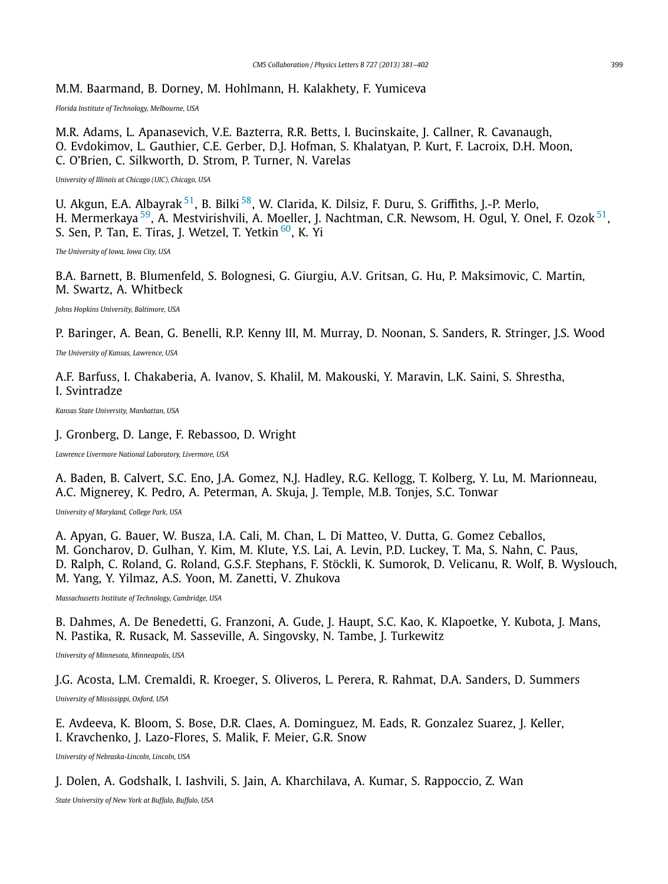M.M. Baarmand, B. Dorney, M. Hohlmann, H. Kalakhety, F. Yumiceva

*Florida Institute of Technology, Melbourne, USA*

M.R. Adams, L. Apanasevich, V.E. Bazterra, R.R. Betts, I. Bucinskaite, J. Callner, R. Cavanaugh, O. Evdokimov, L. Gauthier, C.E. Gerber, D.J. Hofman, S. Khalatyan, P. Kurt, F. Lacroix, D.H. Moon, C. O'Brien, C. Silkworth, D. Strom, P. Turner, N. Varelas

*University of Illinois at Chicago (UIC), Chicago, USA*

U. Akgun, E.A. Albayrak [51], B. Bilki [58], W. Clarida, K. Dilsiz, F. Duru, S. Griffiths, J.-P. Merlo, H. Mermerkaya [59], A. Mestvirishvili, A. Moeller, J. Nachtman, C.R. Newsom, H. Ogul, Y. Onel, F. Ozok [51], S. Sen, P. Tan, E. Tiras, J. Wetzel, T. Yetkin [60], K. Yi

*The University of Iowa, Iowa City, USA*

B.A. Barnett, B. Blumenfeld, S. Bolognesi, G. Giurgiu, A.V. Gritsan, G. Hu, P. Maksimovic, C. Martin, M. Swartz, A. Whitbeck

*Johns Hopkins University, Baltimore, USA*

P. Baringer, A. Bean, G. Benelli, R.P. Kenny III, M. Murray, D. Noonan, S. Sanders, R. Stringer, J.S. Wood

*The University of Kansas, Lawrence, USA*

A.F. Barfuss, I. Chakaberia, A. Ivanov, S. Khalil, M. Makouski, Y. Maravin, L.K. Saini, S. Shrestha, I. Svintradze

*Kansas State University, Manhattan, USA*

J. Gronberg, D. Lange, F. Rebassoo, D. Wright

*Lawrence Livermore National Laboratory, Livermore, USA*

A. Baden, B. Calvert, S.C. Eno, J.A. Gomez, N.J. Hadley, R.G. Kellogg, T. Kolberg, Y. Lu, M. Marionneau, A.C. Mignerey, K. Pedro, A. Peterman, A. Skuja, J. Temple, M.B. Tonjes, S.C. Tonwar

*University of Maryland, College Park, USA*

A. Apyan, G. Bauer, W. Busza, I.A. Cali, M. Chan, L. Di Matteo, V. Dutta, G. Gomez Ceballos, M. Goncharov, D. Gulhan, Y. Kim, M. Klute, Y.S. Lai, A. Levin, P.D. Luckey, T. Ma, S. Nahn, C. Paus, D. Ralph, C. Roland, G. Roland, G.S.F. Stephans, F. Stöckli, K. Sumorok, D. Velicanu, R. Wolf, B. Wyslouch, M. Yang, Y. Yilmaz, A.S. Yoon, M. Zanetti, V. Zhukova

*Massachusetts Institute of Technology, Cambridge, USA*

B. Dahmes, A. De Benedetti, G. Franzoni, A. Gude, J. Haupt, S.C. Kao, K. Klapoetke, Y. Kubota, J. Mans, N. Pastika, R. Rusack, M. Sasseville, A. Singovsky, N. Tambe, J. Turkewitz

*University of Minnesota, Minneapolis, USA*

J.G. Acosta, L.M. Cremaldi, R. Kroeger, S. Oliveros, L. Perera, R. Rahmat, D.A. Sanders, D. Summers

*University of Mississippi, Oxford, USA*

E. Avdeeva, K. Bloom, S. Bose, D.R. Claes, A. Dominguez, M. Eads, R. Gonzalez Suarez, J. Keller, I. Kravchenko, J. Lazo-Flores, S. Malik, F. Meier, G.R. Snow

*University of Nebraska-Lincoln, Lincoln, USA*

J. Dolen, A. Godshalk, I. Iashvili, S. Jain, A. Kharchilava, A. Kumar, S. Rappoccio, Z. Wan

*State University of New York at Buffalo, Buffalo, USA*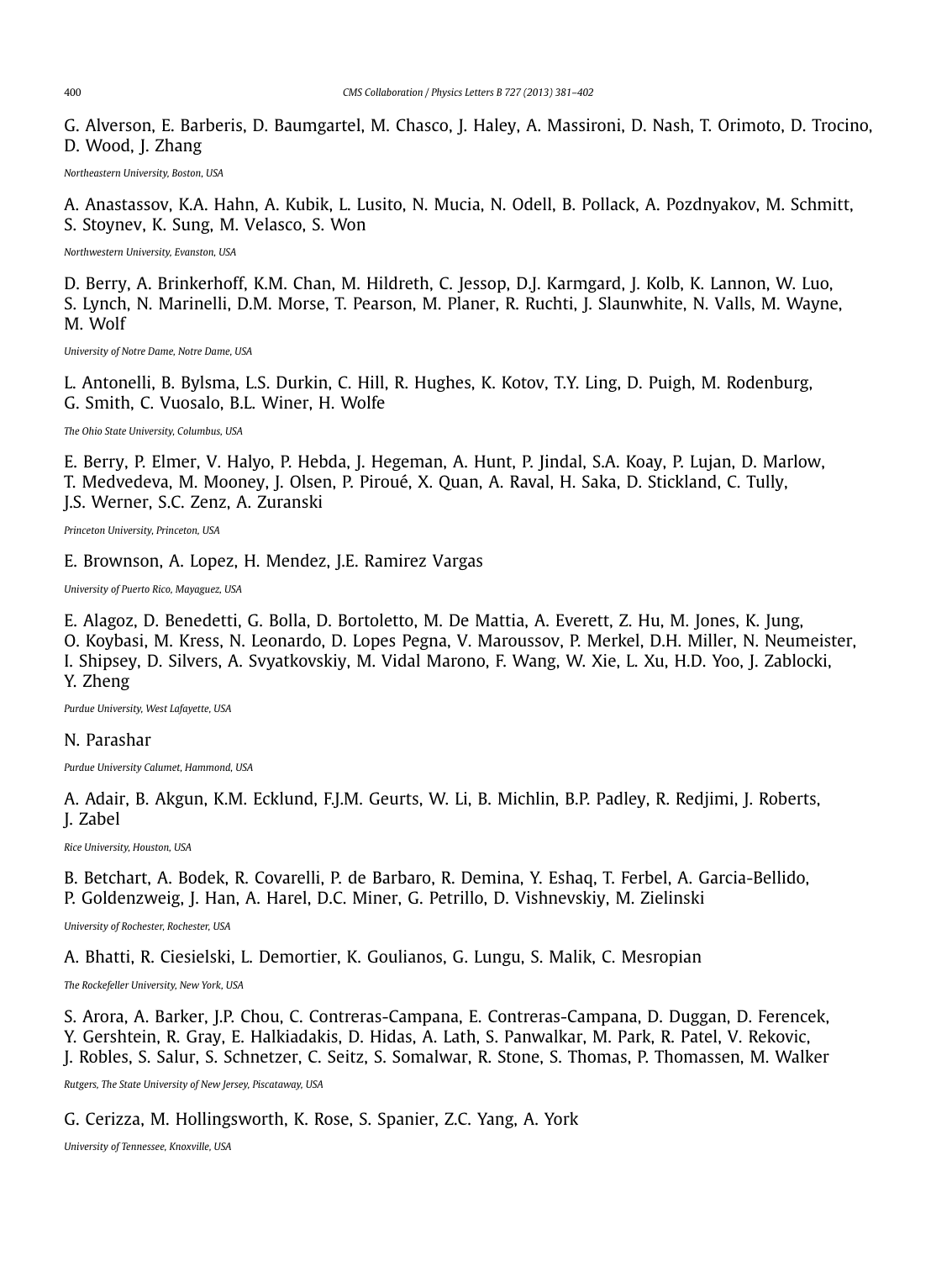G. Alverson, E. Barberis, D. Baumgartel, M. Chasco, J. Haley, A. Massironi, D. Nash, T. Orimoto, D. Trocino, D. Wood, J. Zhang

*Northeastern University, Boston, USA*

A. Anastassov, K.A. Hahn, A. Kubik, L. Lusito, N. Mucia, N. Odell, B. Pollack, A. Pozdnyakov, M. Schmitt, S. Stoynev, K. Sung, M. Velasco, S. Won

*Northwestern University, Evanston, USA*

D. Berry, A. Brinkerhoff, K.M. Chan, M. Hildreth, C. Jessop, D.J. Karmgard, J. Kolb, K. Lannon, W. Luo, S. Lynch, N. Marinelli, D.M. Morse, T. Pearson, M. Planer, R. Ruchti, J. Slaunwhite, N. Valls, M. Wayne, M. Wolf

*University of Notre Dame, Notre Dame, USA*

L. Antonelli, B. Bylsma, L.S. Durkin, C. Hill, R. Hughes, K. Kotov, T.Y. Ling, D. Puigh, M. Rodenburg, G. Smith, C. Vuosalo, B.L. Winer, H. Wolfe

*The Ohio State University, Columbus, USA*

E. Berry, P. Elmer, V. Halyo, P. Hebda, J. Hegeman, A. Hunt, P. Jindal, S.A. Koay, P. Lujan, D. Marlow, T. Medvedeva, M. Mooney, J. Olsen, P. Piroué, X. Quan, A. Raval, H. Saka, D. Stickland, C. Tully, J.S. Werner, S.C. Zenz, A. Zuranski

*Princeton University, Princeton, USA*

E. Brownson, A. Lopez, H. Mendez, J.E. Ramirez Vargas

*University of Puerto Rico, Mayaguez, USA*

E. Alagoz, D. Benedetti, G. Bolla, D. Bortoletto, M. De Mattia, A. Everett, Z. Hu, M. Jones, K. Jung, O. Koybasi, M. Kress, N. Leonardo, D. Lopes Pegna, V. Maroussov, P. Merkel, D.H. Miller, N. Neumeister, I. Shipsey, D. Silvers, A. Svyatkovskiy, M. Vidal Marono, F. Wang, W. Xie, L. Xu, H.D. Yoo, J. Zablocki, Y. Zheng

*Purdue University, West Lafayette, USA*

N. Parashar

*Purdue University Calumet, Hammond, USA*

A. Adair, B. Akgun, K.M. Ecklund, F.J.M. Geurts, W. Li, B. Michlin, B.P. Padley, R. Redjimi, J. Roberts, J. Zabel

*Rice University, Houston, USA*

B. Betchart, A. Bodek, R. Covarelli, P. de Barbaro, R. Demina, Y. Eshaq, T. Ferbel, A. Garcia-Bellido, P. Goldenzweig, J. Han, A. Harel, D.C. Miner, G. Petrillo, D. Vishnevskiy, M. Zielinski

*University of Rochester, Rochester, USA*

A. Bhatti, R. Ciesielski, L. Demortier, K. Goulianos, G. Lungu, S. Malik, C. Mesropian

*The Rockefeller University, New York, USA*

S. Arora, A. Barker, J.P. Chou, C. Contreras-Campana, E. Contreras-Campana, D. Duggan, D. Ferencek, Y. Gershtein, R. Gray, E. Halkiadakis, D. Hidas, A. Lath, S. Panwalkar, M. Park, R. Patel, V. Rekovic, J. Robles, S. Salur, S. Schnetzer, C. Seitz, S. Somalwar, R. Stone, S. Thomas, P. Thomassen, M. Walker

*Rutgers, The State University of New Jersey, Piscataway, USA*

G. Cerizza, M. Hollingsworth, K. Rose, S. Spanier, Z.C. Yang, A. York

*University of Tennessee, Knoxville, USA*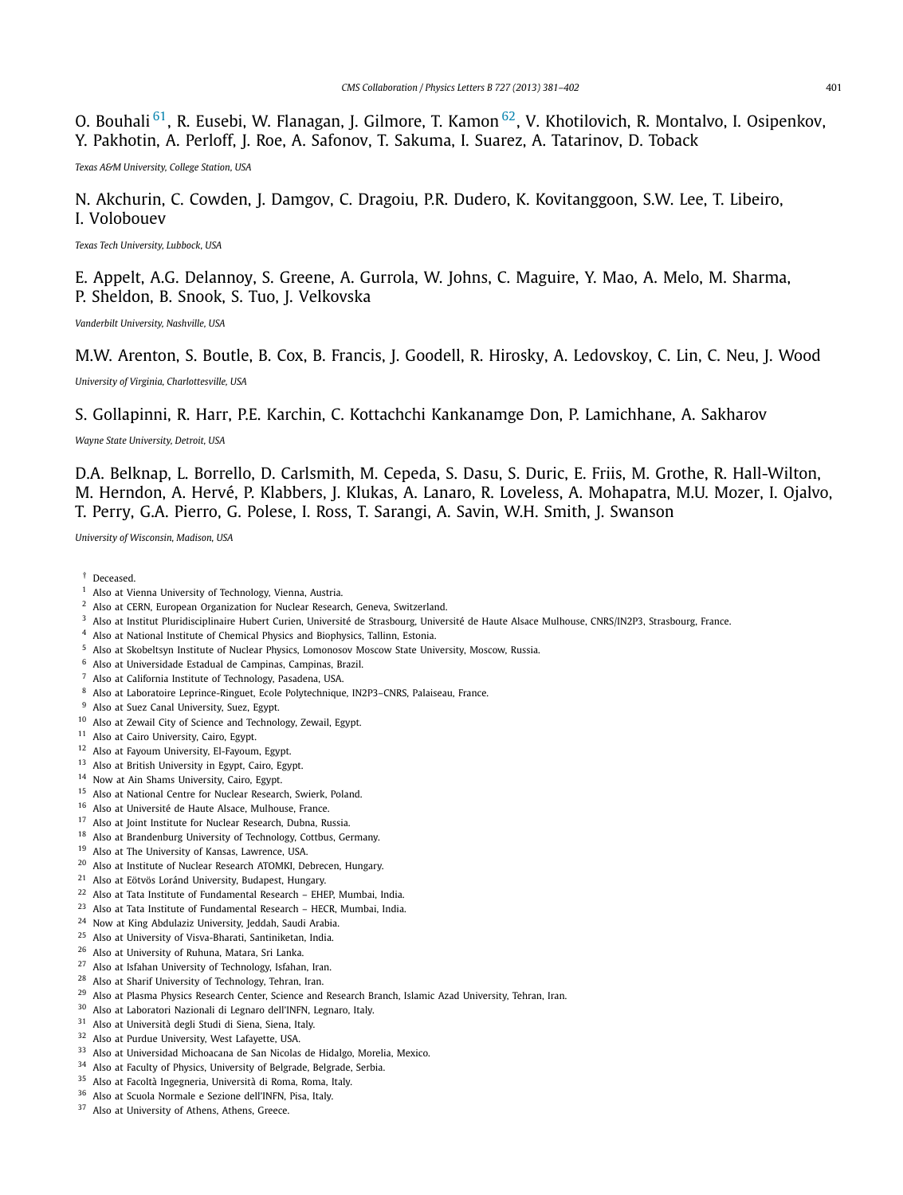O. Bouhali [61], R. Eusebi, W. Flanagan, J. Gilmore, T. Kamon [62], V. Khotilovich, R. Montalvo, I. Osipenkov, Y. Pakhotin, A. Perloff, J. Roe, A. Safonov, T. Sakuma, I. Suarez, A. Tatarinov, D. Toback

*Texas A&M University, College Station, USA*

N. Akchurin, C. Cowden, J. Damgov, C. Dragoiu, P.R. Dudero, K. Kovitanggoon, S.W. Lee, T. Libeiro, I. Volobouev

*Texas Tech University, Lubbock, USA*

E. Appelt, A.G. Delannoy, S. Greene, A. Gurrola, W. Johns, C. Maguire, Y. Mao, A. Melo, M. Sharma, P. Sheldon, B. Snook, S. Tuo, J. Velkovska

*Vanderbilt University, Nashville, USA*

M.W. Arenton, S. Boutle, B. Cox, B. Francis, J. Goodell, R. Hirosky, A. Ledovskoy, C. Lin, C. Neu, J. Wood

*University of Virginia, Charlottesville, USA*

S. Gollapinni, R. Harr, P.E. Karchin, C. Kottachchi Kankanamge Don, P. Lamichhane, A. Sakharov

*Wayne State University, Detroit, USA*

D.A. Belknap, L. Borrello, D. Carlsmith, M. Cepeda, S. Dasu, S. Duric, E. Friis, M. Grothe, R. Hall-Wilton, M. Herndon, A. Hervé, P. Klabbers, J. Klukas, A. Lanaro, R. Loveless, A. Mohapatra, M.U. Mozer, I. Ojalvo, T. Perry, G.A. Pierro, G. Polese, I. Ross, T. Sarangi, A. Savin, W.H. Smith, J. Swanson

*University of Wisconsin, Madison, USA*

[†] Deceased.
[1] Also at Vienna University of Technology, Vienna, Austria.
[2] Also at CERN, European Organization for Nuclear Research, Geneva, Switzerland.
[3] Also at Institut Pluridisciplinaire Hubert Curien, Université de Strasbourg, Université de Haute Alsace Mulhouse, CNRS/IN2P3, Strasbourg, France.
[4] Also at National Institute of Chemical Physics and Biophysics, Tallinn, Estonia.
[5] Also at Skobeltsyn Institute of Nuclear Physics, Lomonosov Moscow State University, Moscow, Russia.
[6] Also at Universidade Estadual de Campinas, Campinas, Brazil.
[7] Also at California Institute of Technology, Pasadena, USA.
[8] Also at Laboratoire Leprince-Ringuet, Ecole Polytechnique, IN2P3–CNRS, Palaiseau, France.
[9] Also at Suez Canal University, Suez, Egypt.
[10] Also at Zewail City of Science and Technology, Zewail, Egypt.
[11] Also at Cairo University, Cairo, Egypt.
[12] Also at Fayoum University, El-Fayoum, Egypt.
[13] Also at British University in Egypt, Cairo, Egypt.
[14] Now at Ain Shams University, Cairo, Egypt.
[15] Also at National Centre for Nuclear Research, Swierk, Poland.
[16] Also at Université de Haute Alsace, Mulhouse, France.
[17] Also at Joint Institute for Nuclear Research, Dubna, Russia.
[18] Also at Brandenburg University of Technology, Cottbus, Germany.
[19] Also at The University of Kansas, Lawrence, USA.
[20] Also at Institute of Nuclear Research ATOMKI, Debrecen, Hungary.
[21] Also at Eötvös Loránd University, Budapest, Hungary.
[22] Also at Tata Institute of Fundamental Research – EHEP, Mumbai, India.
[23] Also at Tata Institute of Fundamental Research – HECR, Mumbai, India.
[24] Now at King Abdulaziz University, Jeddah, Saudi Arabia.
[25] Also at University of Visva-Bharati, Santiniketan, India.
[26] Also at University of Ruhuna, Matara, Sri Lanka.
[27] Also at Isfahan University of Technology, Isfahan, Iran.
[28] Also at Sharif University of Technology, Tehran, Iran.
[29] Also at Plasma Physics Research Center, Science and Research Branch, Islamic Azad University, Tehran, Iran.
[30] Also at Laboratori Nazionali di Legnaro dell'INFN, Legnaro, Italy.
[31] Also at Università degli Studi di Siena, Siena, Italy.
[32] Also at Purdue University, West Lafayette, USA.
[33] Also at Universidad Michoacana de San Nicolas de Hidalgo, Morelia, Mexico.
[34] Also at Faculty of Physics, University of Belgrade, Belgrade, Serbia.
[35] Also at Facoltà Ingegneria, Università di Roma, Roma, Italy.
[36] Also at Scuola Normale e Sezione dell'INFN, Pisa, Italy.
[37] Also at University of Athens, Athens, Greece.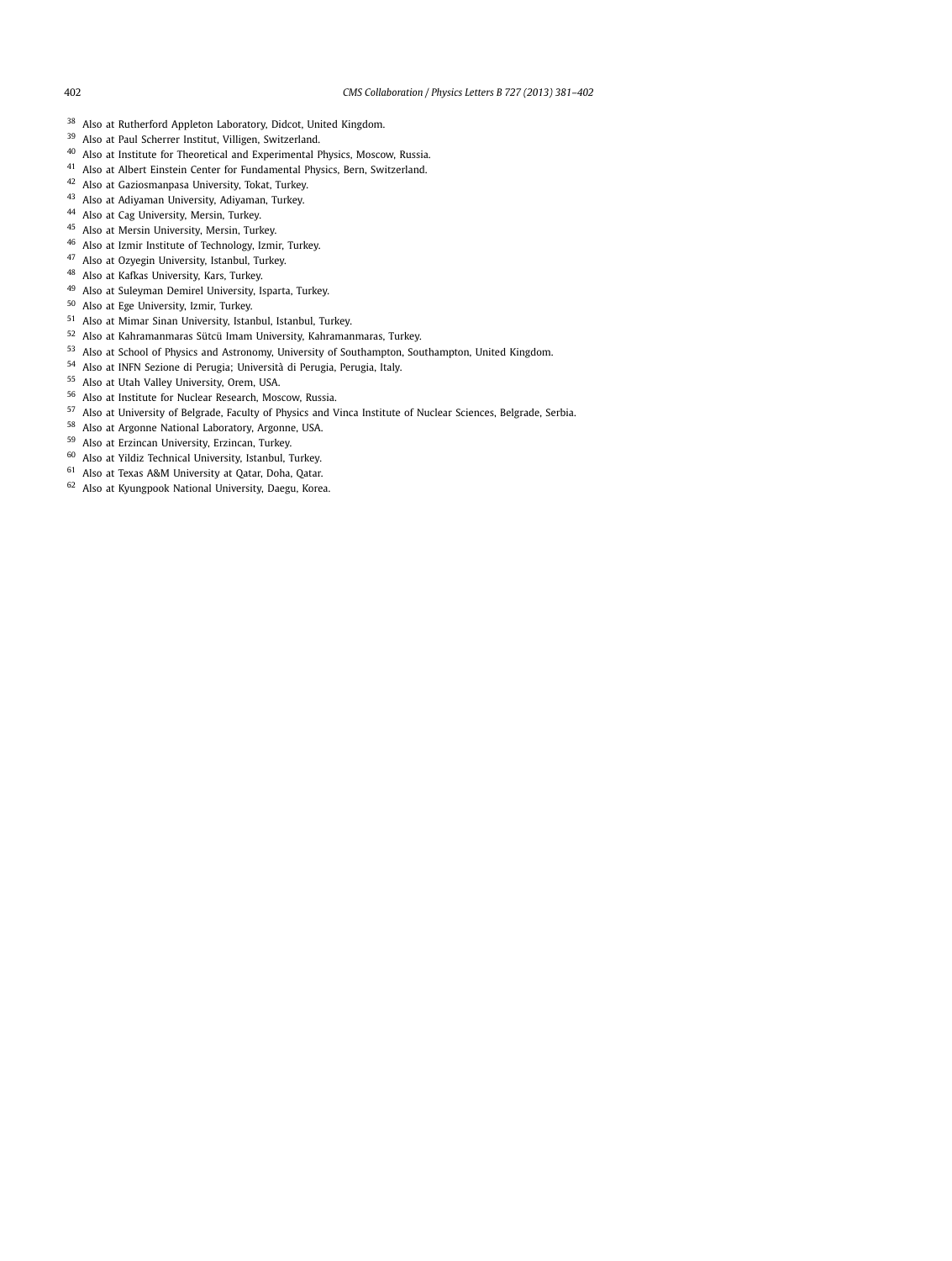[38] Also at Rutherford Appleton Laboratory, Didcot, United Kingdom.
[39] Also at Paul Scherrer Institut, Villigen, Switzerland.
[40] Also at Institute for Theoretical and Experimental Physics, Moscow, Russia.
[41] Also at Albert Einstein Center for Fundamental Physics, Bern, Switzerland.
[42] Also at Gaziosmanpasa University, Tokat, Turkey.
[43] Also at Adiyaman University, Adiyaman, Turkey.
[44] Also at Cag University, Mersin, Turkey.
[45] Also at Mersin University, Mersin, Turkey.
[46] Also at Izmir Institute of Technology, Izmir, Turkey.
[47] Also at Ozyegin University, Istanbul, Turkey.
[48] Also at Kafkas University, Kars, Turkey.
[49] Also at Suleyman Demirel University, Isparta, Turkey.
[50] Also at Ege University, Izmir, Turkey.
[51] Also at Mimar Sinan University, Istanbul, Istanbul, Turkey.
[52] Also at Kahramanmaras Sütcü Imam University, Kahramanmaras, Turkey.
[53] Also at School of Physics and Astronomy, University of Southampton, Southampton, United Kingdom.
[54] Also at INFN Sezione di Perugia; Università di Perugia, Perugia, Italy.
[55] Also at Utah Valley University, Orem, USA.
[56] Also at Institute for Nuclear Research, Moscow, Russia.
[57] Also at University of Belgrade, Faculty of Physics and Vinca Institute of Nuclear Sciences, Belgrade, Serbia.
[58] Also at Argonne National Laboratory, Argonne, USA.
[59] Also at Erzincan University, Erzincan, Turkey.
[60] Also at Yildiz Technical University, Istanbul, Turkey.
[61] Also at Texas A&M University at Qatar, Doha, Qatar.
[62] Also at Kyungpook National University, Daegu, Korea.